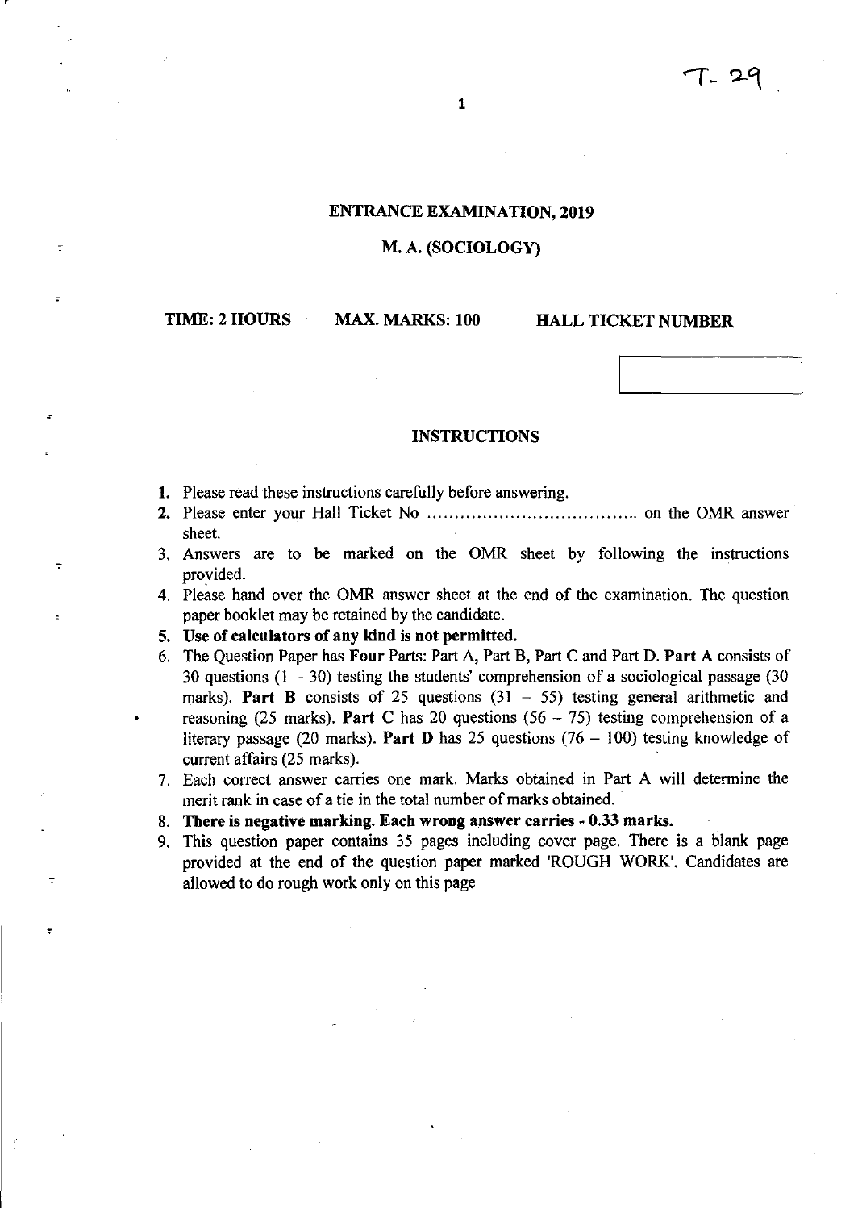T- 29

# ENTRANCE EXAMINATION, 2019

## M. A. (SOCIOLOGY)

**TIME: 2 HOURS** **MAX. MARKS: 100** **HALL TICKET NUMBER**

### INSTRUCTIONS

1. Please read these instructions carefully before answering.
2. Please enter your Hall Ticket No ..................................... on the OMR answer sheet.
3. Answers are to be marked on the OMR sheet by following the instructions provided.
4. Please hand over the OMR answer sheet at the end of the examination. The question paper booklet may be retained by the candidate.
5. **Use of calculators of any kind is not permitted.**
6. The Question Paper has **Four** Parts: Part A, Part B, Part C and Part D. **Part A** consists of 30 questions (1 – 30) testing the students' comprehension of a sociological passage (30 marks). **Part B** consists of 25 questions (31 – 55) testing general arithmetic and reasoning (25 marks). **Part C** has 20 questions (56 – 75) testing comprehension of a literary passage (20 marks). **Part D** has 25 questions (76 – 100) testing knowledge of current affairs (25 marks).
7. Each correct answer carries one mark. Marks obtained in Part A will determine the merit rank in case of a tie in the total number of marks obtained.
8. **There is negative marking. Each wrong answer carries - 0.33 marks.**
9. This question paper contains 35 pages including cover page. There is a blank page provided at the end of the question paper marked 'ROUGH WORK'. Candidates are allowed to do rough work only on this page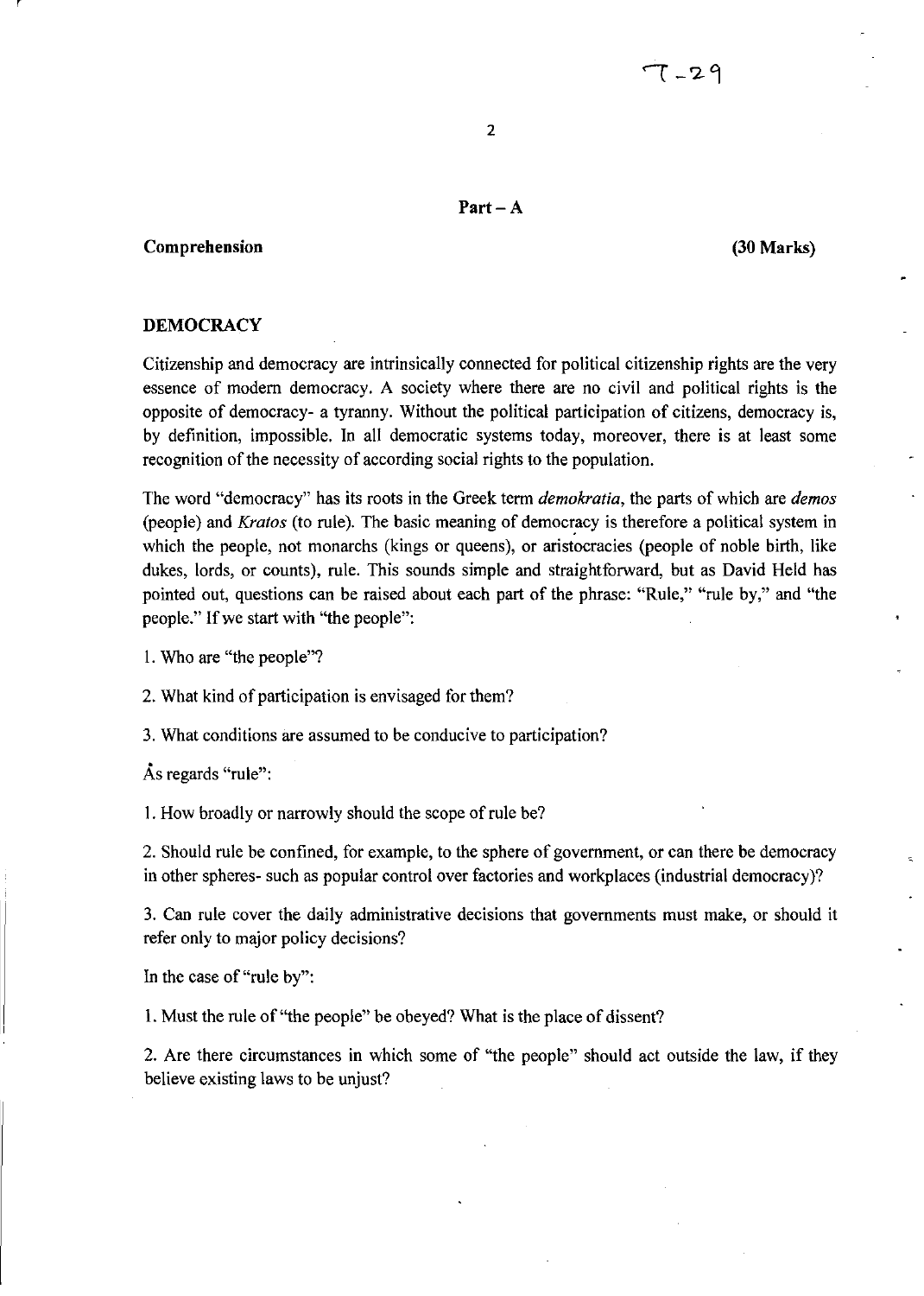## Part – A

**Comprehension** **(30 Marks)**

### DEMOCRACY

Citizenship and democracy are intrinsically connected for political citizenship rights are the very essence of modern democracy. A society where there are no civil and political rights is the opposite of democracy- a tyranny. Without the political participation of citizens, democracy is, by definition, impossible. In all democratic systems today, moreover, there is at least some recognition of the necessity of according social rights to the population.

The word "democracy" has its roots in the Greek term *demokratia*, the parts of which are *demos* (people) and *Kratos* (to rule). The basic meaning of democracy is therefore a political system in which the people, not monarchs (kings or queens), or aristocracies (people of noble birth, like dukes, lords, or counts), rule. This sounds simple and straightforward, but as David Held has pointed out, questions can be raised about each part of the phrase: "Rule," "rule by," and "the people." If we start with "the people":

1. Who are "the people"?

2. What kind of participation is envisaged for them?

3. What conditions are assumed to be conducive to participation?

As regards "rule":

1. How broadly or narrowly should the scope of rule be?

2. Should rule be confined, for example, to the sphere of government, or can there be democracy in other spheres- such as popular control over factories and workplaces (industrial democracy)?

3. Can rule cover the daily administrative decisions that governments must make, or should it refer only to major policy decisions?

In the case of "rule by":

1. Must the rule of "the people" be obeyed? What is the place of dissent?

2. Are there circumstances in which some of "the people" should act outside the law, if they believe existing laws to be unjust?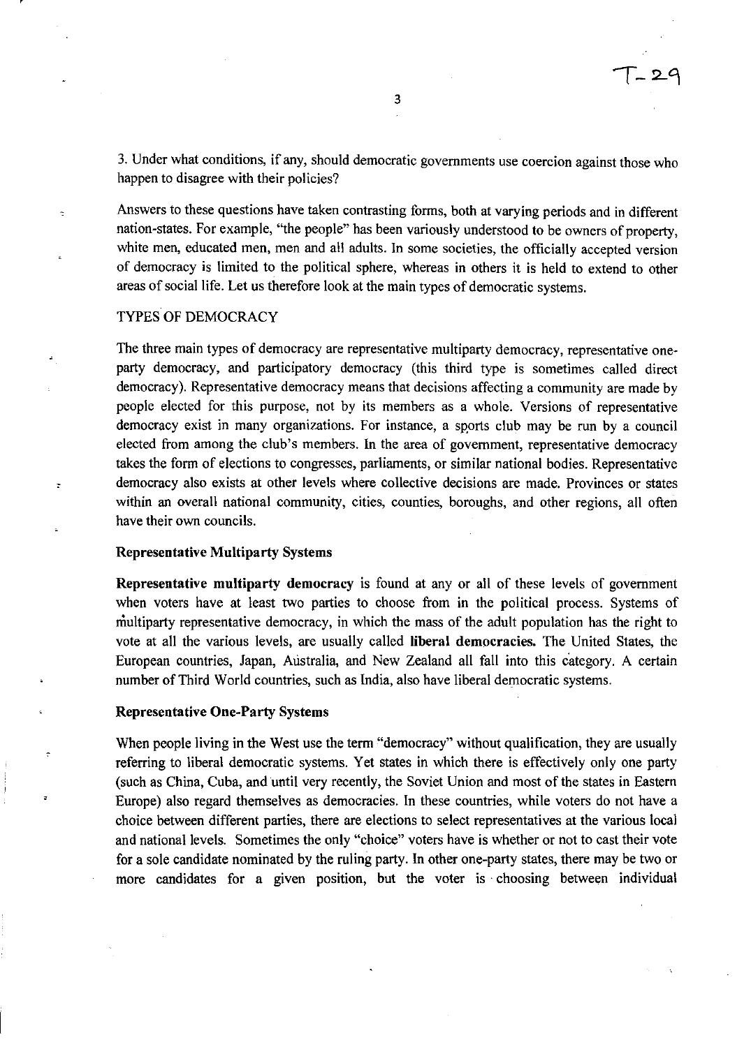3. Under what conditions, if any, should democratic governments use coercion against those who happen to disagree with their policies?

Answers to these questions have taken contrasting forms, both at varying periods and in different nation-states. For example, "the people" has been variously understood to be owners of property, white men, educated men, men and all adults. In some societies, the officially accepted version of democracy is limited to the political sphere, whereas in others it is held to extend to other areas of social life. Let us therefore look at the main types of democratic systems.

## TYPES OF DEMOCRACY

The three main types of democracy are representative multiparty democracy, representative one-party democracy, and participatory democracy (this third type is sometimes called direct democracy). Representative democracy means that decisions affecting a community are made by people elected for this purpose, not by its members as a whole. Versions of representative democracy exist in many organizations. For instance, a sports club may be run by a council elected from among the club's members. In the area of government, representative democracy takes the form of elections to congresses, parliaments, or similar national bodies. Representative democracy also exists at other levels where collective decisions are made. Provinces or states within an overall national community, cities, counties, boroughs, and other regions, all often have their own councils.

### Representative Multiparty Systems

**Representative multiparty democracy** is found at any or all of these levels of government when voters have at least two parties to choose from in the political process. Systems of multiparty representative democracy, in which the mass of the adult population has the right to vote at all the various levels, are usually called **liberal democracies.** The United States, the European countries, Japan, Australia, and New Zealand all fall into this category. A certain number of Third World countries, such as India, also have liberal democratic systems.

### Representative One-Party Systems

When people living in the West use the term "democracy" without qualification, they are usually referring to liberal democratic systems. Yet states in which there is effectively only one party (such as China, Cuba, and until very recently, the Soviet Union and most of the states in Eastern Europe) also regard themselves as democracies. In these countries, while voters do not have a choice between different parties, there are elections to select representatives at the various local and national levels. Sometimes the only "choice" voters have is whether or not to cast their vote for a sole candidate nominated by the ruling party. In other one-party states, there may be two or more candidates for a given position, but the voter is choosing between individual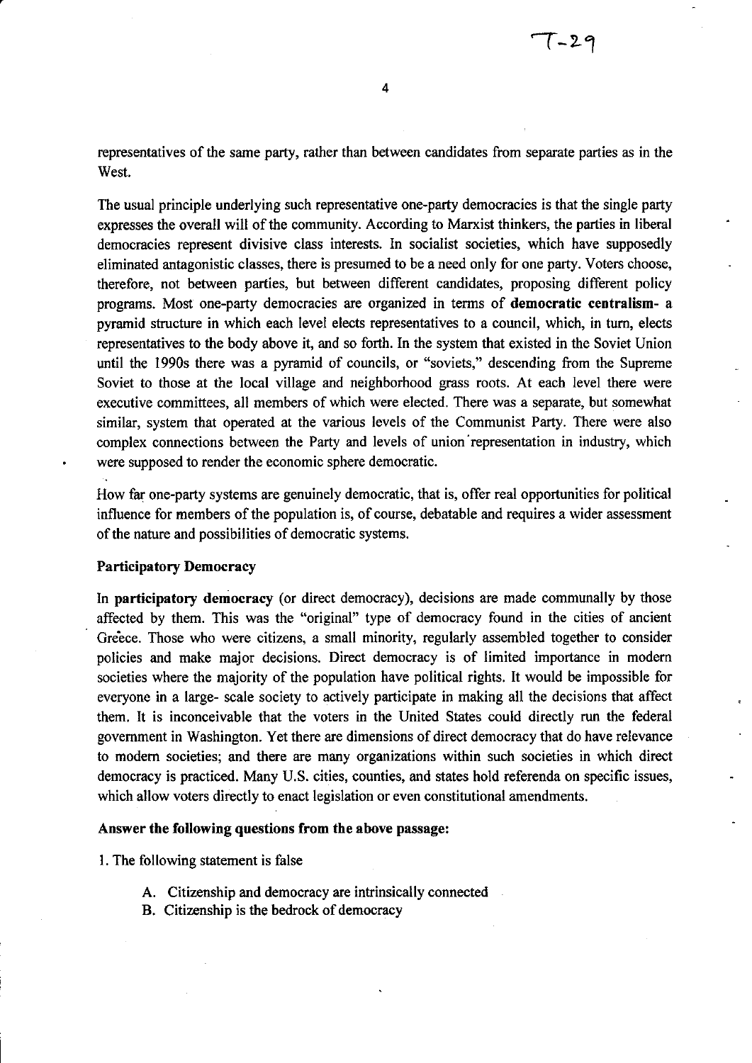representatives of the same party, rather than between candidates from separate parties as in the West.

The usual principle underlying such representative one-party democracies is that the single party expresses the overall will of the community. According to Marxist thinkers, the parties in liberal democracies represent divisive class interests. In socialist societies, which have supposedly eliminated antagonistic classes, there is presumed to be a need only for one party. Voters choose, therefore, not between parties, but between different candidates, proposing different policy programs. Most one-party democracies are organized in terms of **democratic centralism**- a pyramid structure in which each level elects representatives to a council, which, in turn, elects representatives to the body above it, and so forth. In the system that existed in the Soviet Union until the 1990s there was a pyramid of councils, or "soviets," descending from the Supreme Soviet to those at the local village and neighborhood grass roots. At each level there were executive committees, all members of which were elected. There was a separate, but somewhat similar, system that operated at the various levels of the Communist Party. There were also complex connections between the Party and levels of union representation in industry, which were supposed to render the economic sphere democratic.

How far one-party systems are genuinely democratic, that is, offer real opportunities for political influence for members of the population is, of course, debatable and requires a wider assessment of the nature and possibilities of democratic systems.

### Participatory Democracy

In **participatory democracy** (or direct democracy), decisions are made communally by those affected by them. This was the "original" type of democracy found in the cities of ancient Greece. Those who were citizens, a small minority, regularly assembled together to consider policies and make major decisions. Direct democracy is of limited importance in modern societies where the majority of the population have political rights. It would be impossible for everyone in a large- scale society to actively participate in making all the decisions that affect them. It is inconceivable that the voters in the United States could directly run the federal government in Washington. Yet there are dimensions of direct democracy that do have relevance to modern societies; and there are many organizations within such societies in which direct democracy is practiced. Many U.S. cities, counties, and states hold referenda on specific issues, which allow voters directly to enact legislation or even constitutional amendments.

**Answer the following questions from the above passage:**

1. The following statement is false

   A. Citizenship and democracy are intrinsically connected
   B. Citizenship is the bedrock of democracy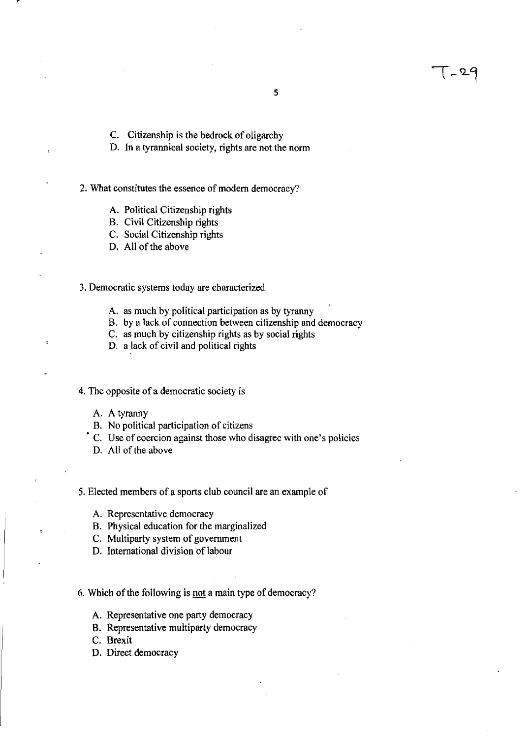C. Citizenship is the bedrock of oligarchy
D. In a tyrannical society, rights are not the norm

2. What constitutes the essence of modern democracy?

   A. Political Citizenship rights
   B. Civil Citizenship rights
   C. Social Citizenship rights
   D. All of the above

3. Democratic systems today are characterized

   A. as much by political participation as by tyranny
   B. by a lack of connection between citizenship and democracy
   C. as much by citizenship rights as by social rights
   D. a lack of civil and political rights

4. The opposite of a democratic society is

   A. A tyranny
   B. No political participation of citizens
   C. Use of coercion against those who disagree with one's policies
   D. All of the above

5. Elected members of a sports club council are an example of

   A. Representative democracy
   B. Physical education for the marginalized
   C. Multiparty system of government
   D. International division of labour

6. Which of the following is <u>not</u> a main type of democracy?

   A. Representative one party democracy
   B. Representative multiparty democracy
   C. Brexit
   D. Direct democracy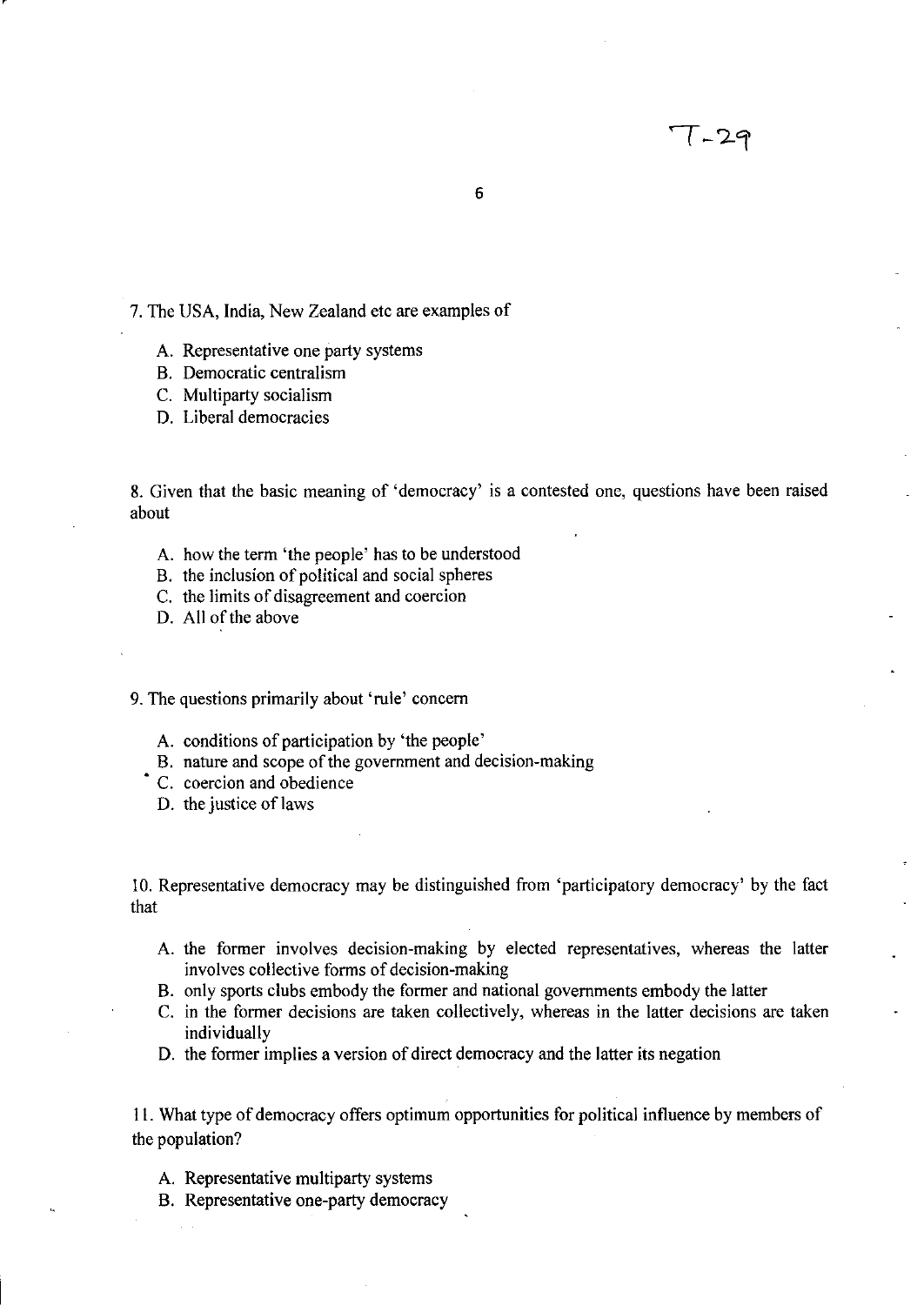7. The USA, India, New Zealand etc are examples of

A. Representative one party systems
B. Democratic centralism
C. Multiparty socialism
D. Liberal democracies

8. Given that the basic meaning of 'democracy' is a contested one, questions have been raised about

A. how the term 'the people' has to be understood
B. the inclusion of political and social spheres
C. the limits of disagreement and coercion
D. All of the above

9. The questions primarily about 'rule' concern

A. conditions of participation by 'the people'
B. nature and scope of the government and decision-making
C. coercion and obedience
D. the justice of laws

10. Representative democracy may be distinguished from 'participatory democracy' by the fact that

A. the former involves decision-making by elected representatives, whereas the latter involves collective forms of decision-making
B. only sports clubs embody the former and national governments embody the latter
C. in the former decisions are taken collectively, whereas in the latter decisions are taken individually
D. the former implies a version of direct democracy and the latter its negation

11. What type of democracy offers optimum opportunities for political influence by members of the population?

A. Representative multiparty systems
B. Representative one-party democracy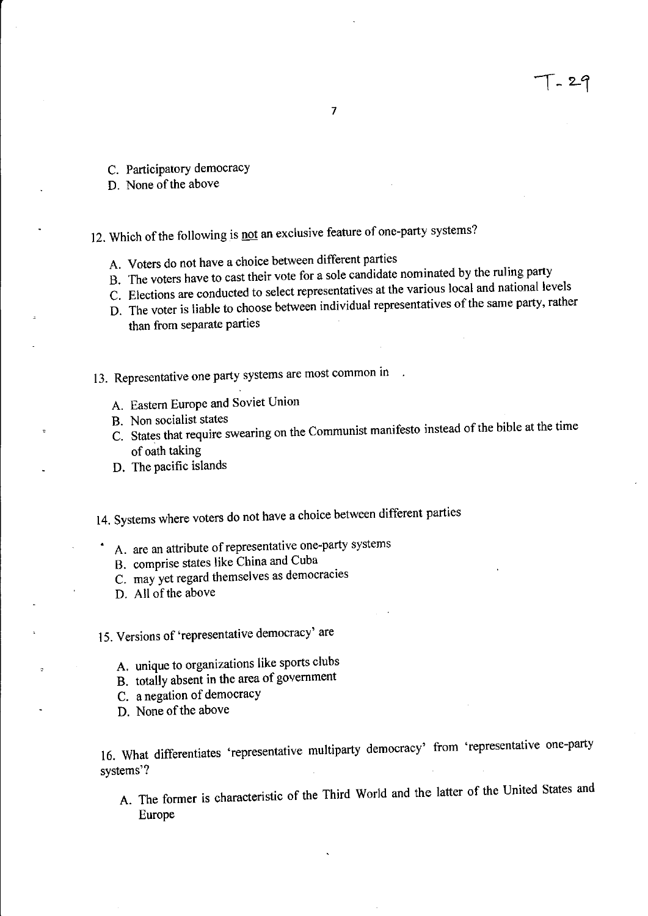C. Participatory democracy
D. None of the above

12. Which of the following is <u>not</u> an exclusive feature of one-party systems?

A. Voters do not have a choice between different parties
B. The voters have to cast their vote for a sole candidate nominated by the ruling party
C. Elections are conducted to select representatives at the various local and national levels
D. The voter is liable to choose between individual representatives of the same party, rather than from separate parties

13. Representative one party systems are most common in .

A. Eastern Europe and Soviet Union
B. Non socialist states
C. States that require swearing on the Communist manifesto instead of the bible at the time of oath taking
D. The pacific islands

14. Systems where voters do not have a choice between different parties

A. are an attribute of representative one-party systems
B. comprise states like China and Cuba
C. may yet regard themselves as democracies
D. All of the above

15. Versions of 'representative democracy' are

A. unique to organizations like sports clubs
B. totally absent in the area of government
C. a negation of democracy
D. None of the above

16. What differentiates 'representative multiparty democracy' from 'representative one-party systems'?

A. The former is characteristic of the Third World and the latter of the United States and Europe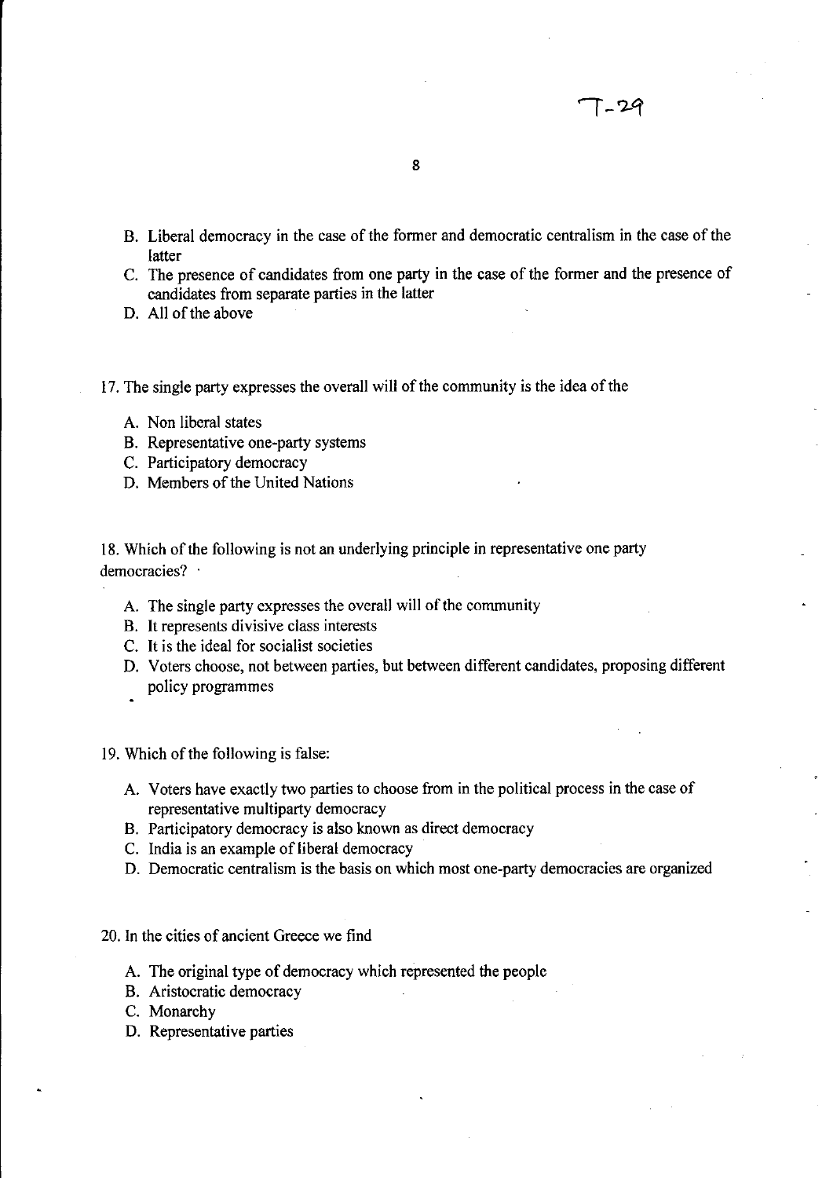B. Liberal democracy in the case of the former and democratic centralism in the case of the latter

C. The presence of candidates from one party in the case of the former and the presence of candidates from separate parties in the latter

D. All of the above

17. The single party expresses the overall will of the community is the idea of the

A. Non liberal states

B. Representative one-party systems

C. Participatory democracy

D. Members of the United Nations

18. Which of the following is not an underlying principle in representative one party democracies?

A. The single party expresses the overall will of the community

B. It represents divisive class interests

C. It is the ideal for socialist societies

D. Voters choose, not between parties, but between different candidates, proposing different policy programmes

19. Which of the following is false:

A. Voters have exactly two parties to choose from in the political process in the case of representative multiparty democracy

B. Participatory democracy is also known as direct democracy

C. India is an example of liberal democracy

D. Democratic centralism is the basis on which most one-party democracies are organized

20. In the cities of ancient Greece we find

A. The original type of democracy which represented the people

B. Aristocratic democracy

C. Monarchy

D. Representative parties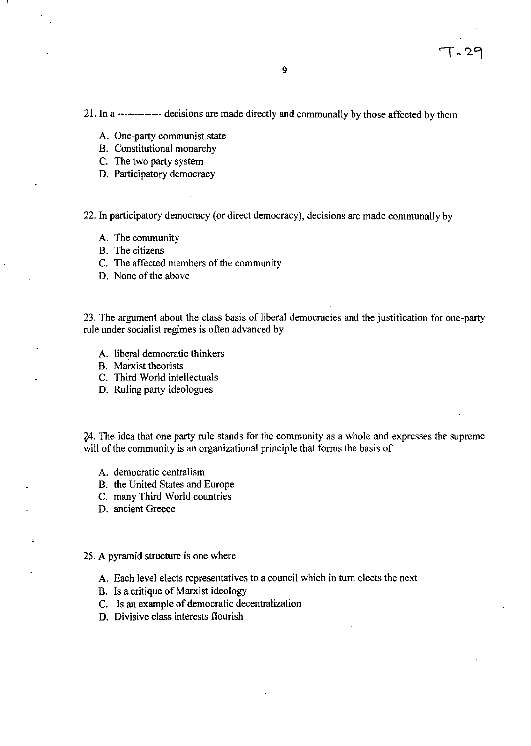21. In a ------------ decisions are made directly and communally by those affected by them

A. One-party communist state
B. Constitutional monarchy
C. The two party system
D. Participatory democracy

22. In participatory democracy (or direct democracy), decisions are made communally by

A. The community
B. The citizens
C. The affected members of the community
D. None of the above

23. The argument about the class basis of liberal democracies and the justification for one-party rule under socialist regimes is often advanced by

A. liberal democratic thinkers
B. Marxist theorists
C. Third World intellectuals
D. Ruling party ideologues

24. The idea that one party rule stands for the community as a whole and expresses the supreme will of the community is an organizational principle that forms the basis of

A. democratic centralism
B. the United States and Europe
C. many Third World countries
D. ancient Greece

25. A pyramid structure is one where

A. Each level elects representatives to a council which in turn elects the next
B. Is a critique of Marxist ideology
C. Is an example of democratic decentralization
D. Divisive class interests flourish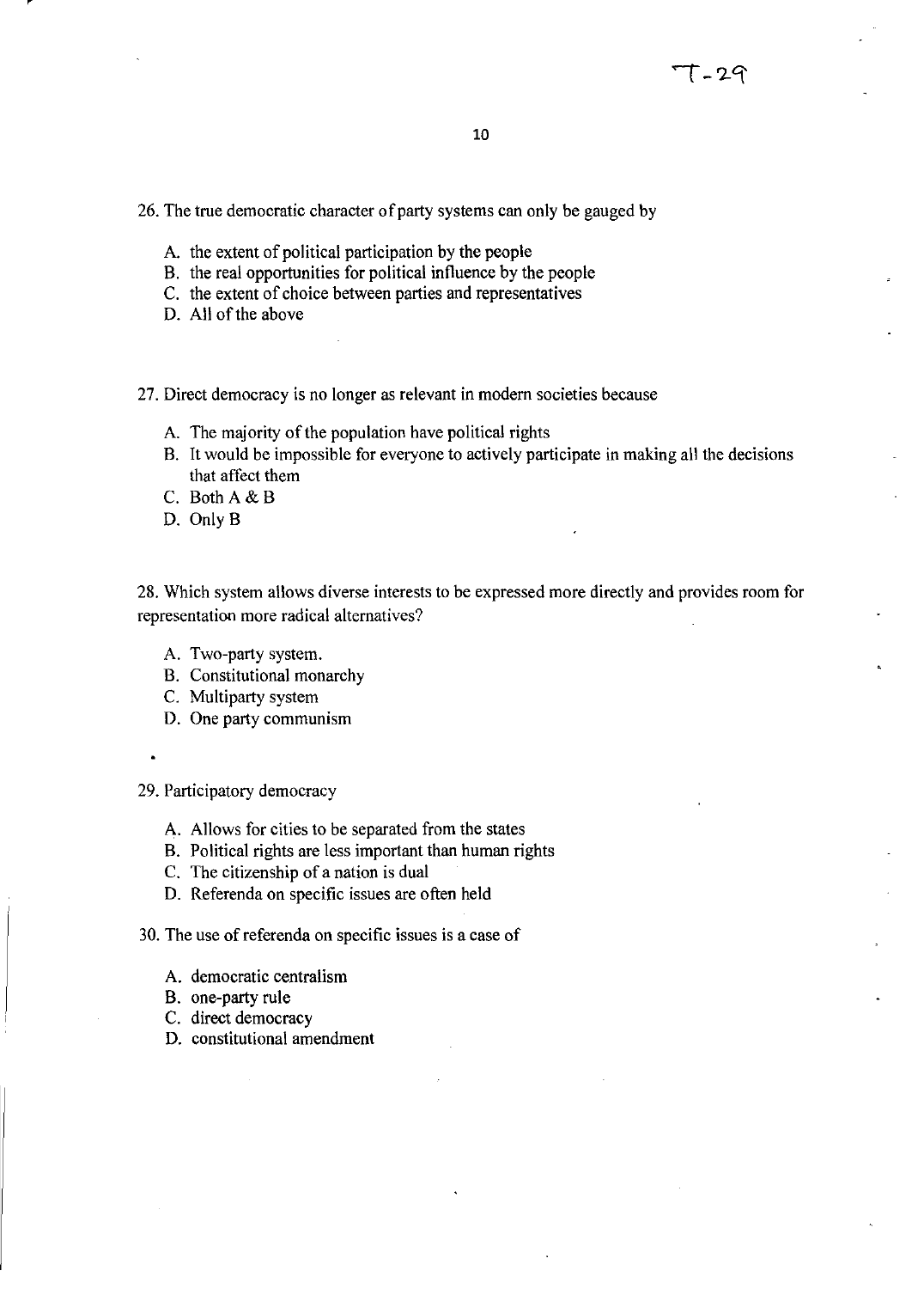26. The true democratic character of party systems can only be gauged by

A. the extent of political participation by the people
B. the real opportunities for political influence by the people
C. the extent of choice between parties and representatives
D. All of the above

27. Direct democracy is no longer as relevant in modern societies because

A. The majority of the population have political rights
B. It would be impossible for everyone to actively participate in making all the decisions that affect them
C. Both A & B
D. Only B

28. Which system allows diverse interests to be expressed more directly and provides room for representation more radical alternatives?

A. Two-party system.
B. Constitutional monarchy
C. Multiparty system
D. One party communism

29. Participatory democracy

A. Allows for cities to be separated from the states
B. Political rights are less important than human rights
C. The citizenship of a nation is dual
D. Referenda on specific issues are often held

30. The use of referenda on specific issues is a case of

A. democratic centralism
B. one-party rule
C. direct democracy
D. constitutional amendment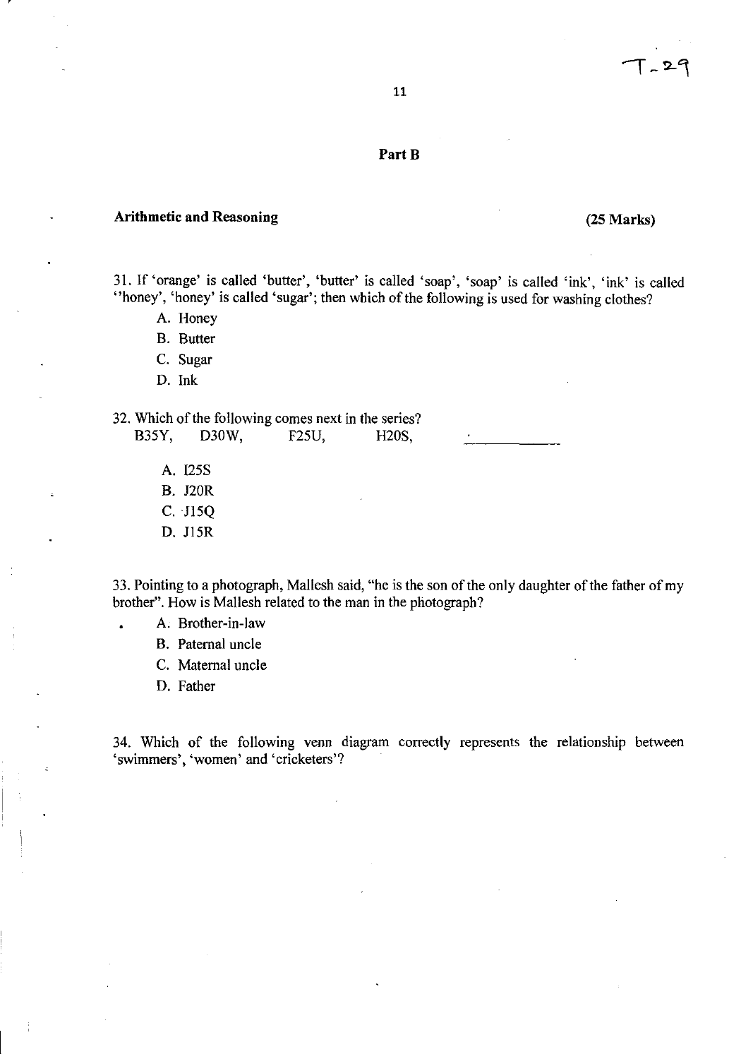## Part B

**Arithmetic and Reasoning** **(25 Marks)**

31. If 'orange' is called 'butter', 'butter' is called 'soap', 'soap' is called 'ink', 'ink' is called ''honey', 'honey' is called 'sugar'; then which of the following is used for washing clothes?

   A. Honey
   B. Butter
   C. Sugar
   D. Ink

32. Which of the following comes next in the series?
   B35Y, D30W, F25U, H20S, ________

   A. I25S
   B. J20R
   C. J15Q
   D. J15R

33. Pointing to a photograph, Mallesh said, "he is the son of the only daughter of the father of my brother". How is Mallesh related to the man in the photograph?

   A. Brother-in-law
   B. Paternal uncle
   C. Maternal uncle
   D. Father

34. Which of the following venn diagram correctly represents the relationship between 'swimmers', 'women' and 'cricketers'?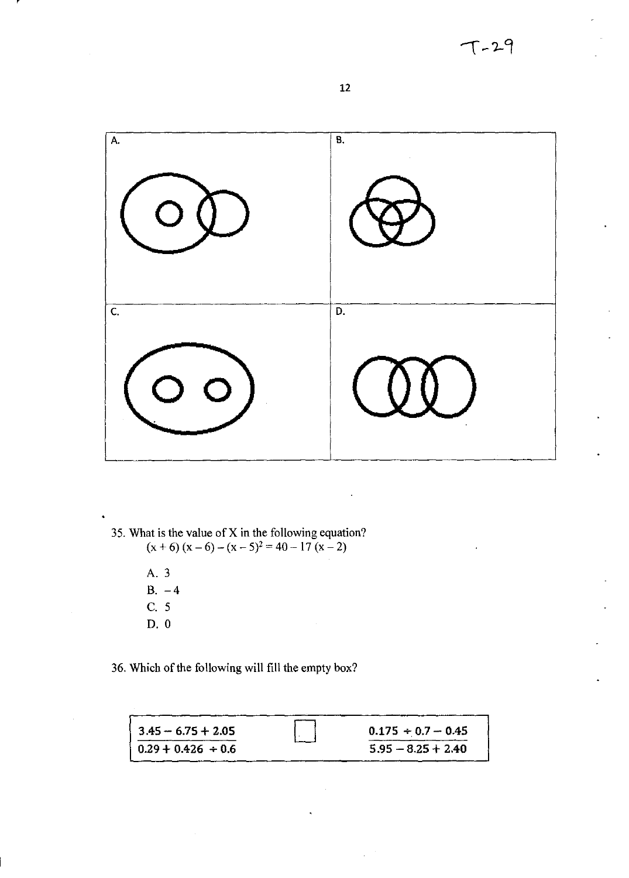| A. | B. |
| --- | --- |
| C. | D. |

35. What is the value of X in the following equation?

    $(x + 6)(x - 6) - (x - 5)^2 = 40 - 17(x - 2)$

    A. 3
    B. $-4$
    C. 5
    D. 0

36. Which of the following will fill the empty box?

| $\dfrac{3.45 - 6.75 + 2.05}{0.29 + 0.426 \div 0.6}$ | ☐ | $\dfrac{0.175 \div 0.7 - 0.45}{5.95 - 8.25 + 2.40}$ |
| --- | --- | --- |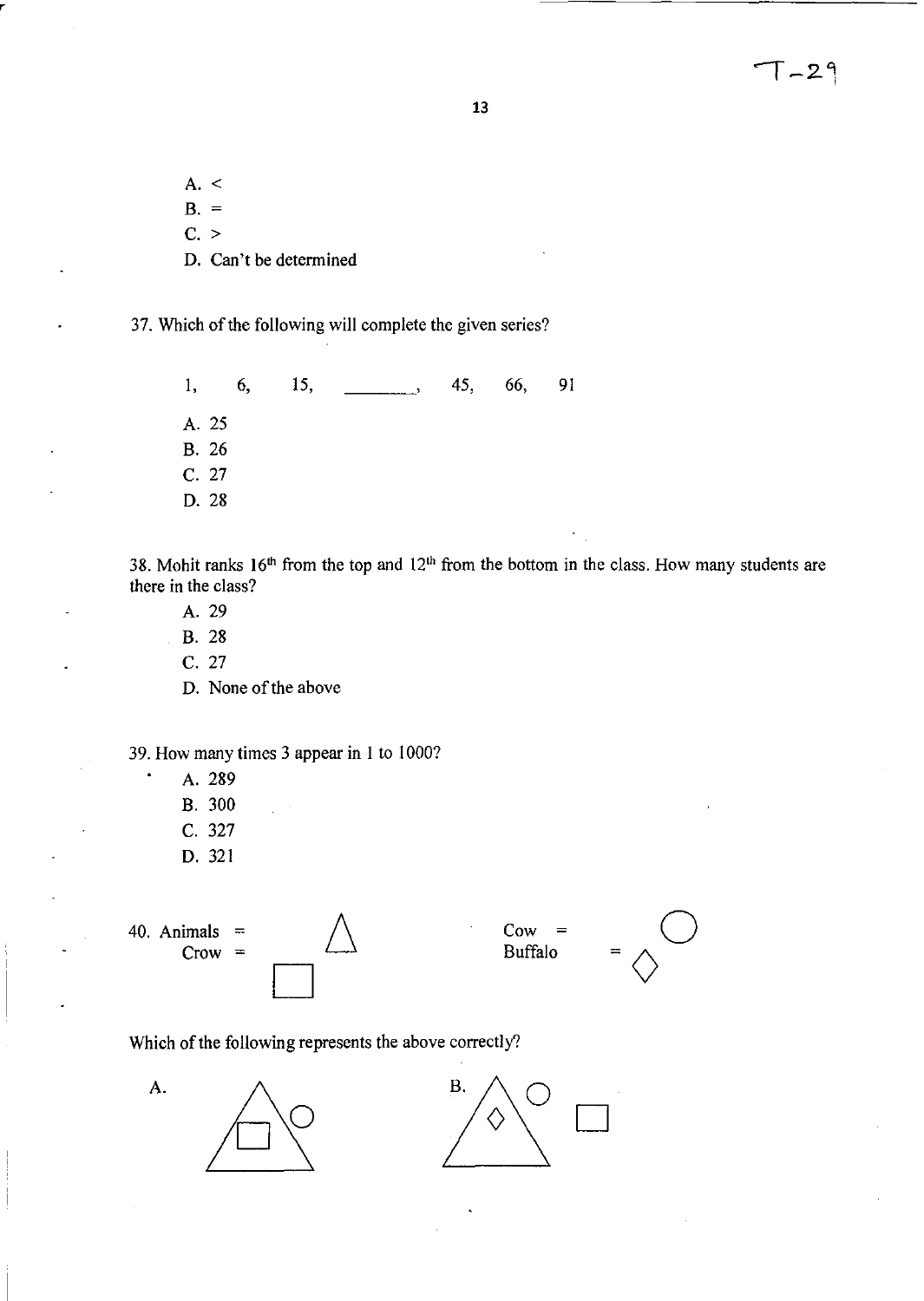A. <

B. =

C. >

D. Can't be determined

37. Which of the following will complete the given series?

1, 6, 15, ________, 45, 66, 91

A. 25

B. 26

C. 27

D. 28

38. Mohit ranks 16th from the top and 12th from the bottom in the class. How many students are there in the class?

A. 29

B. 28

C. 27

D. None of the above

39. How many times 3 appear in 1 to 1000?

A. 289

B. 300

C. 327

D. 321

40. Animals = △ Cow = ○
Crow = □ Buffalo = ◇

Which of the following represents the above correctly?

A.

B.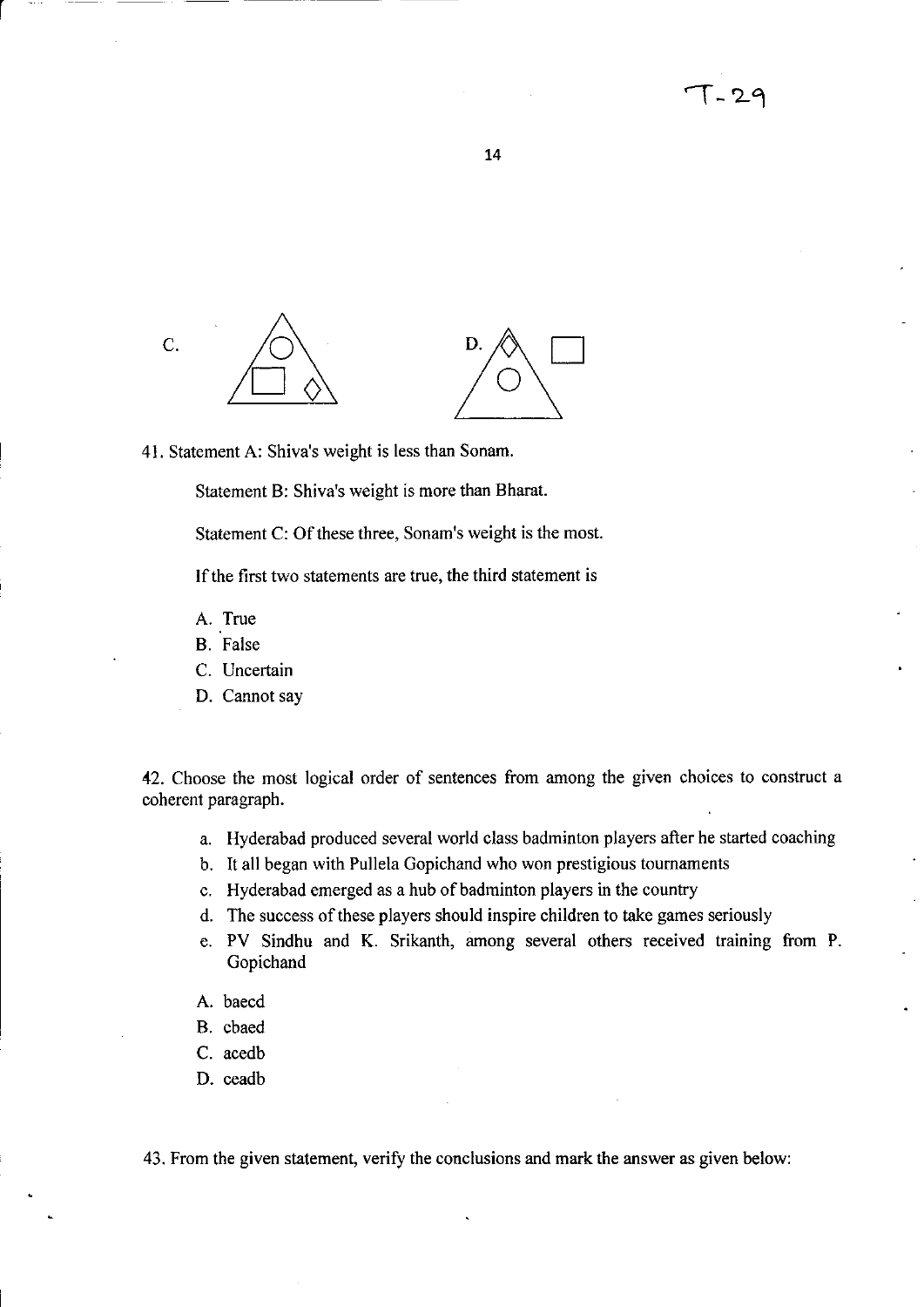C.

D.

41. Statement A: Shiva's weight is less than Sonam.

Statement B: Shiva's weight is more than Bharat.

Statement C: Of these three, Sonam's weight is the most.

If the first two statements are true, the third statement is

A. True
B. False
C. Uncertain
D. Cannot say

42. Choose the most logical order of sentences from among the given choices to construct a coherent paragraph.

a. Hyderabad produced several world class badminton players after he started coaching
b. It all began with Pullela Gopichand who won prestigious tournaments
c. Hyderabad emerged as a hub of badminton players in the country
d. The success of these players should inspire children to take games seriously
e. PV Sindhu and K. Srikanth, among several others received training from P. Gopichand

A. baecd
B. cbaed
C. acedb
D. ceadb

43. From the given statement, verify the conclusions and mark the answer as given below: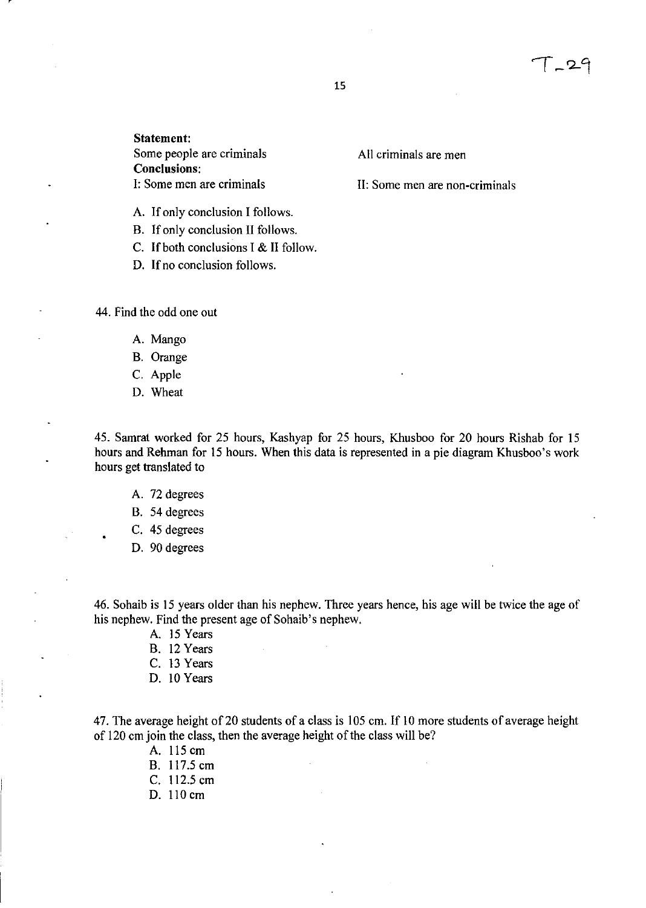**Statement:**

Some people are criminals

All criminals are men

**Conclusions:**

I: Some men are criminals

II: Some men are non-criminals

A. If only conclusion I follows.
B. If only conclusion II follows.
C. If both conclusions I & II follow.
D. If no conclusion follows.

44. Find the odd one out

A. Mango
B. Orange
C. Apple
D. Wheat

45. Samrat worked for 25 hours, Kashyap for 25 hours, Khusboo for 20 hours Rishab for 15 hours and Rehman for 15 hours. When this data is represented in a pie diagram Khusboo's work hours get translated to

A. 72 degrees
B. 54 degrees
C. 45 degrees
D. 90 degrees

46. Sohaib is 15 years older than his nephew. Three years hence, his age will be twice the age of his nephew. Find the present age of Sohaib's nephew.

A. 15 Years
B. 12 Years
C. 13 Years
D. 10 Years

47. The average height of 20 students of a class is 105 cm. If 10 more students of average height of 120 cm join the class, then the average height of the class will be?

A. 115 cm
B. 117.5 cm
C. 112.5 cm
D. 110 cm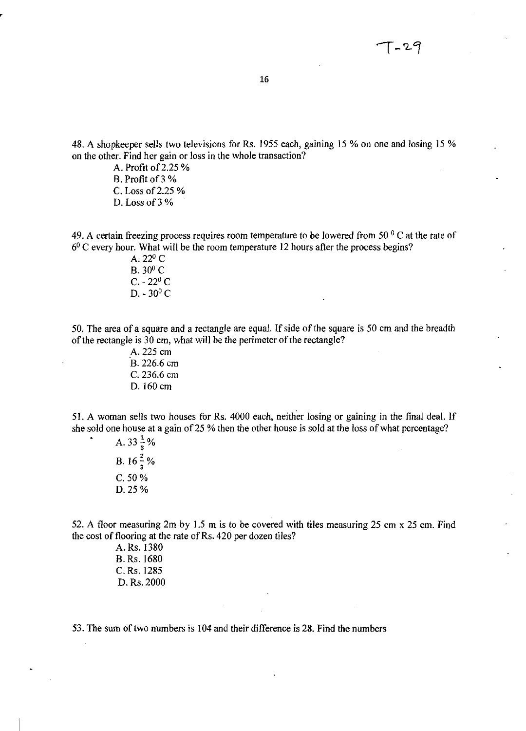48. A shopkeeper sells two televisions for Rs. 1955 each, gaining 15 % on one and losing 15 % on the other. Find her gain or loss in the whole transaction?

A. Profit of 2.25 %
B. Profit of 3 %
C. Loss of 2.25 %
D. Loss of 3 %

49. A certain freezing process requires room temperature to be lowered from $50^0$ C at the rate of $6^0$ C every hour. What will be the room temperature 12 hours after the process begins?

A. $22^0$ C
B. $30^0$ C
C. - $22^0$ C
D. - $30^0$ C

50. The area of a square and a rectangle are equal. If side of the square is 50 cm and the breadth of the rectangle is 30 cm, what will be the perimeter of the rectangle?

A. 225 cm
B. 226.6 cm
C. 236.6 cm
D. 160 cm

51. A woman sells two houses for Rs. 4000 each, neither losing or gaining in the final deal. If she sold one house at a gain of 25 % then the other house is sold at the loss of what percentage?

A. $33\frac{1}{3}$ %
B. $16\frac{2}{3}$ %
C. 50 %
D. 25 %

52. A floor measuring 2m by 1.5 m is to be covered with tiles measuring 25 cm x 25 cm. Find the cost of flooring at the rate of Rs. 420 per dozen tiles?

A. Rs. 1380
B. Rs. 1680
C. Rs. 1285
D. Rs. 2000

53. The sum of two numbers is 104 and their difference is 28. Find the numbers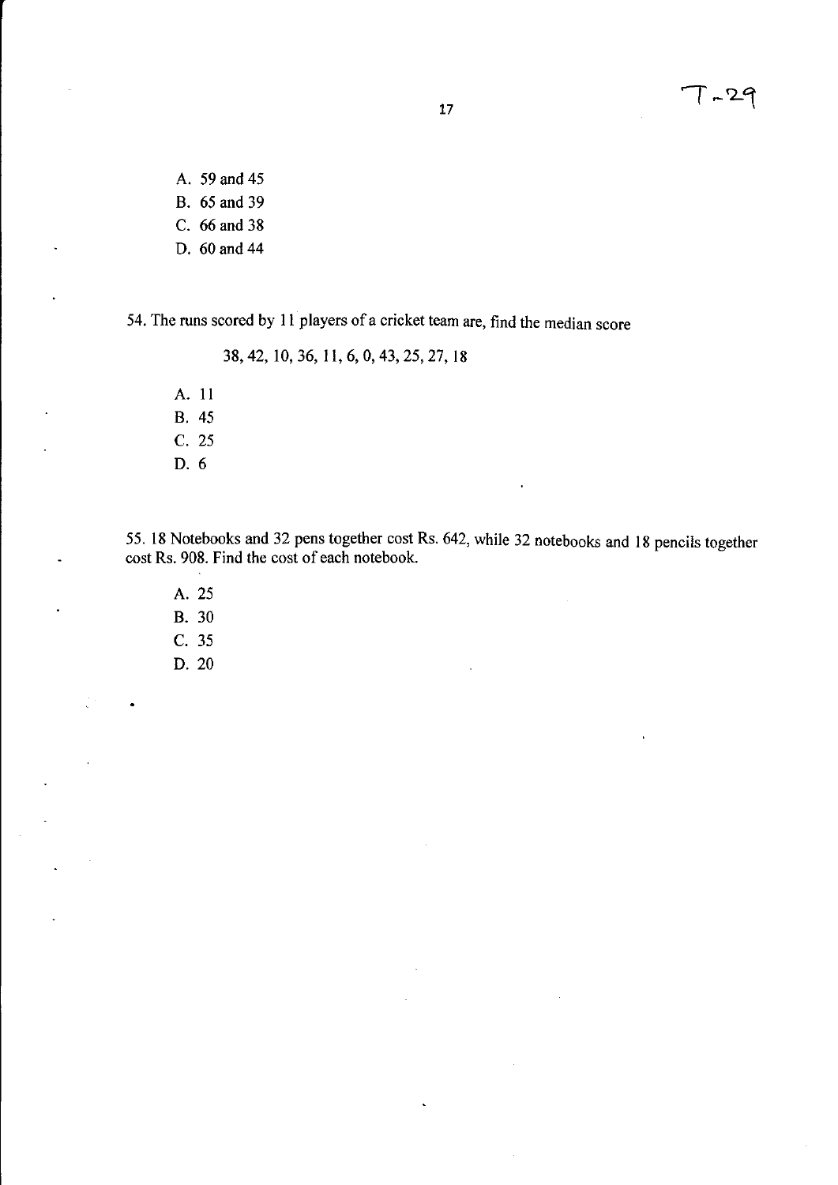A. 59 and 45
B. 65 and 39
C. 66 and 38
D. 60 and 44

54. The runs scored by 11 players of a cricket team are, find the median score

38, 42, 10, 36, 11, 6, 0, 43, 25, 27, 18

A. 11
B. 45
C. 25
D. 6

55. 18 Notebooks and 32 pens together cost Rs. 642, while 32 notebooks and 18 pencils together cost Rs. 908. Find the cost of each notebook.

A. 25
B. 30
C. 35
D. 20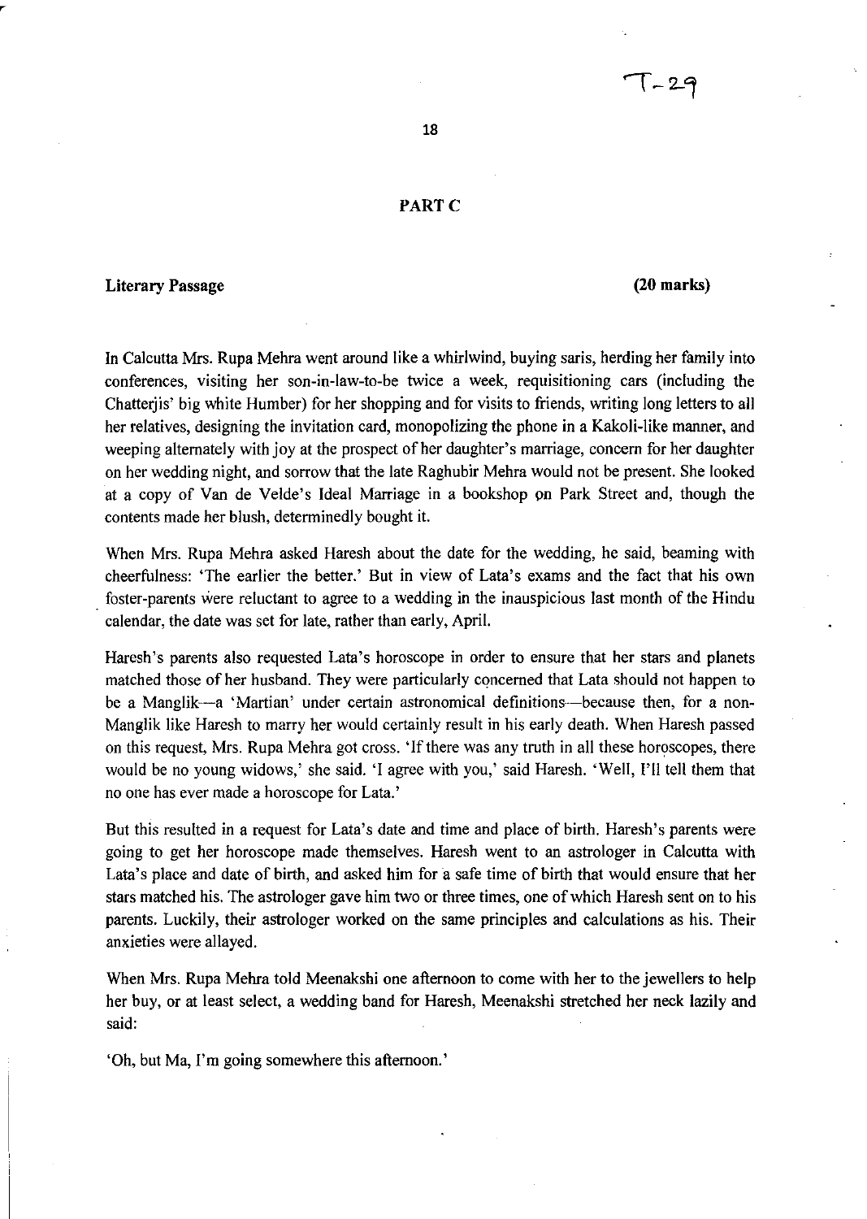## PART C

**Literary Passage** **(20 marks)**

In Calcutta Mrs. Rupa Mehra went around like a whirlwind, buying saris, herding her family into conferences, visiting her son-in-law-to-be twice a week, requisitioning cars (including the Chatterjis' big white Humber) for her shopping and for visits to friends, writing long letters to all her relatives, designing the invitation card, monopolizing the phone in a Kakoli-like manner, and weeping alternately with joy at the prospect of her daughter's marriage, concern for her daughter on her wedding night, and sorrow that the late Raghubir Mehra would not be present. She looked at a copy of Van de Velde's Ideal Marriage in a bookshop on Park Street and, though the contents made her blush, determinedly bought it.

When Mrs. Rupa Mehra asked Haresh about the date for the wedding, he said, beaming with cheerfulness: 'The earlier the better.' But in view of Lata's exams and the fact that his own foster-parents were reluctant to agree to a wedding in the inauspicious last month of the Hindu calendar, the date was set for late, rather than early, April.

Haresh's parents also requested Lata's horoscope in order to ensure that her stars and planets matched those of her husband. They were particularly concerned that Lata should not happen to be a Manglik—a 'Martian' under certain astronomical definitions—because then, for a non-Manglik like Haresh to marry her would certainly result in his early death. When Haresh passed on this request, Mrs. Rupa Mehra got cross. 'If there was any truth in all these horoscopes, there would be no young widows,' she said. 'I agree with you,' said Haresh. 'Well, I'll tell them that no one has ever made a horoscope for Lata.'

But this resulted in a request for Lata's date and time and place of birth. Haresh's parents were going to get her horoscope made themselves. Haresh went to an astrologer in Calcutta with Lata's place and date of birth, and asked him for a safe time of birth that would ensure that her stars matched his. The astrologer gave him two or three times, one of which Haresh sent on to his parents. Luckily, their astrologer worked on the same principles and calculations as his. Their anxieties were allayed.

When Mrs. Rupa Mehra told Meenakshi one afternoon to come with her to the jewellers to help her buy, or at least select, a wedding band for Haresh, Meenakshi stretched her neck lazily and said:

'Oh, but Ma, I'm going somewhere this afternoon.'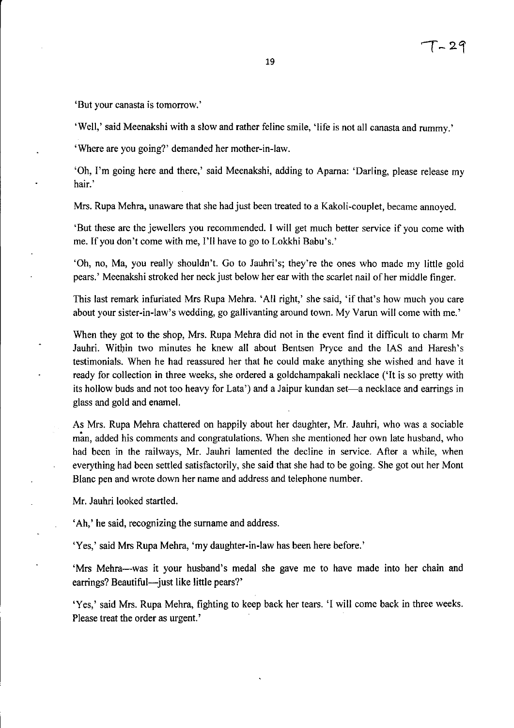'But your canasta is tomorrow.'

'Well,' said Meenakshi with a slow and rather feline smile, 'life is not all canasta and rummy.'

'Where are you going?' demanded her mother-in-law.

'Oh, I'm going here and there,' said Meenakshi, adding to Aparna: 'Darling, please release my hair.'

Mrs. Rupa Mehra, unaware that she had just been treated to a Kakoli-couplet, became annoyed.

'But these are the jewellers you recommended. I will get much better service if you come with me. If you don't come with me, I'll have to go to Lokkhi Babu's.'

'Oh, no, Ma, you really shouldn't. Go to Jauhri's; they're the ones who made my little gold pears.' Meenakshi stroked her neck just below her ear with the scarlet nail of her middle finger.

This last remark infuriated Mrs Rupa Mehra. 'All right,' she said, 'if that's how much you care about your sister-in-law's wedding, go gallivanting around town. My Varun will come with me.'

When they got to the shop, Mrs. Rupa Mehra did not in the event find it difficult to charm Mr Jauhri. Within two minutes he knew all about Bentsen Pryce and the IAS and Haresh's testimonials. When he had reassured her that he could make anything she wished and have it ready for collection in three weeks, she ordered a goldchampakali necklace ('It is so pretty with its hollow buds and not too heavy for Lata') and a Jaipur kundan set—a necklace and earrings in glass and gold and enamel.

As Mrs. Rupa Mehra chattered on happily about her daughter, Mr. Jauhri, who was a sociable man, added his comments and congratulations. When she mentioned her own late husband, who had been in the railways, Mr. Jauhri lamented the decline in service. After a while, when everything had been settled satisfactorily, she said that she had to be going. She got out her Mont Blanc pen and wrote down her name and address and telephone number.

Mr. Jauhri looked startled.

'Ah,' he said, recognizing the surname and address.

'Yes,' said Mrs Rupa Mehra, 'my daughter-in-law has been here before.'

'Mrs Mehra—was it your husband's medal she gave me to have made into her chain and earrings? Beautiful—just like little pears?'

'Yes,' said Mrs. Rupa Mehra, fighting to keep back her tears. 'I will come back in three weeks. Please treat the order as urgent.'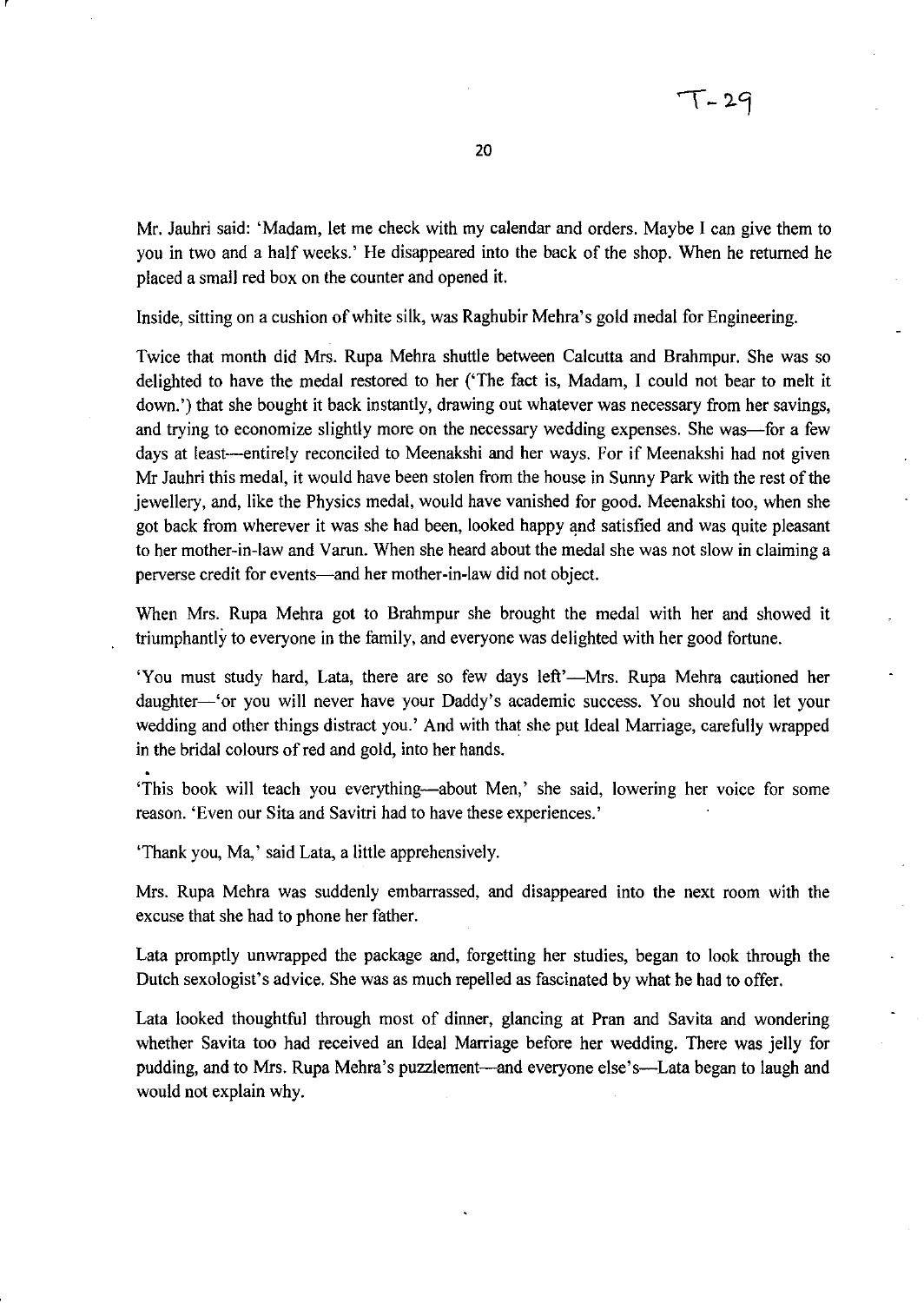Mr. Jauhri said: 'Madam, let me check with my calendar and orders. Maybe I can give them to you in two and a half weeks.' He disappeared into the back of the shop. When he returned he placed a small red box on the counter and opened it.

Inside, sitting on a cushion of white silk, was Raghubir Mehra's gold medal for Engineering.

Twice that month did Mrs. Rupa Mehra shuttle between Calcutta and Brahmpur. She was so delighted to have the medal restored to her ('The fact is, Madam, I could not bear to melt it down.') that she bought it back instantly, drawing out whatever was necessary from her savings, and trying to economize slightly more on the necessary wedding expenses. She was—for a few days at least—entirely reconciled to Meenakshi and her ways. For if Meenakshi had not given Mr Jauhri this medal, it would have been stolen from the house in Sunny Park with the rest of the jewellery, and, like the Physics medal, would have vanished for good. Meenakshi too, when she got back from wherever it was she had been, looked happy and satisfied and was quite pleasant to her mother-in-law and Varun. When she heard about the medal she was not slow in claiming a perverse credit for events—and her mother-in-law did not object.

When Mrs. Rupa Mehra got to Brahmpur she brought the medal with her and showed it triumphantly to everyone in the family, and everyone was delighted with her good fortune.

'You must study hard, Lata, there are so few days left'—Mrs. Rupa Mehra cautioned her daughter—'or you will never have your Daddy's academic success. You should not let your wedding and other things distract you.' And with that she put Ideal Marriage, carefully wrapped in the bridal colours of red and gold, into her hands.

'This book will teach you everything—about Men,' she said, lowering her voice for some reason. 'Even our Sita and Savitri had to have these experiences.'

'Thank you, Ma,' said Lata, a little apprehensively.

Mrs. Rupa Mehra was suddenly embarrassed, and disappeared into the next room with the excuse that she had to phone her father.

Lata promptly unwrapped the package and, forgetting her studies, began to look through the Dutch sexologist's advice. She was as much repelled as fascinated by what he had to offer.

Lata looked thoughtful through most of dinner, glancing at Pran and Savita and wondering whether Savita too had received an Ideal Marriage before her wedding. There was jelly for pudding, and to Mrs. Rupa Mehra's puzzlement—and everyone else's—Lata began to laugh and would not explain why.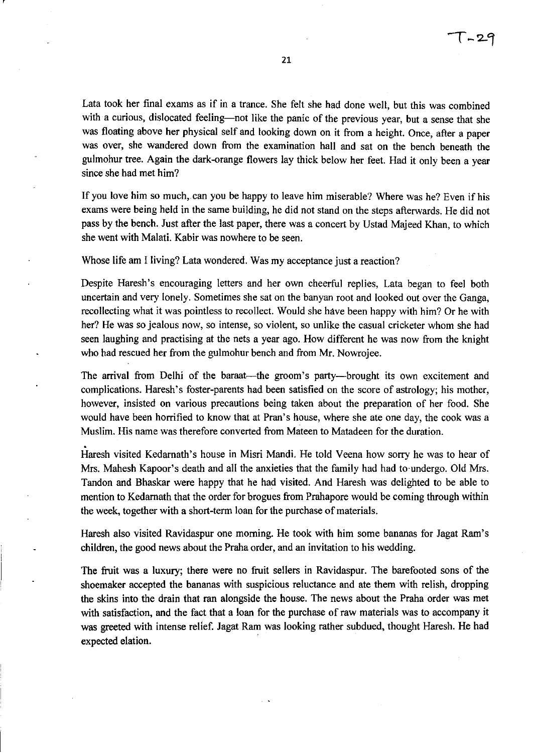Lata took her final exams as if in a trance. She felt she had done well, but this was combined with a curious, dislocated feeling—not like the panic of the previous year, but a sense that she was floating above her physical self and looking down on it from a height. Once, after a paper was over, she wandered down from the examination hall and sat on the bench beneath the gulmohur tree. Again the dark-orange flowers lay thick below her feet. Had it only been a year since she had met him?

If you love him so much, can you be happy to leave him miserable? Where was he? Even if his exams were being held in the same building, he did not stand on the steps afterwards. He did not pass by the bench. Just after the last paper, there was a concert by Ustad Majeed Khan, to which she went with Malati. Kabir was nowhere to be seen.

Whose life am I living? Lata wondered. Was my acceptance just a reaction?

Despite Haresh's encouraging letters and her own cheerful replies, Lata began to feel both uncertain and very lonely. Sometimes she sat on the banyan root and looked out over the Ganga, recollecting what it was pointless to recollect. Would she have been happy with him? Or he with her? He was so jealous now, so intense, so violent, so unlike the casual cricketer whom she had seen laughing and practising at the nets a year ago. How different he was now from the knight who had rescued her from the gulmohur bench and from Mr. Nowrojee.

The arrival from Delhi of the baraat—the groom's party—brought its own excitement and complications. Haresh's foster-parents had been satisfied on the score of astrology; his mother, however, insisted on various precautions being taken about the preparation of her food. She would have been horrified to know that at Pran's house, where she ate one day, the cook was a Muslim. His name was therefore converted from Mateen to Matadeen for the duration.

Haresh visited Kedarnath's house in Misri Mandi. He told Veena how sorry he was to hear of Mrs. Mahesh Kapoor's death and all the anxieties that the family had had to undergo. Old Mrs. Tandon and Bhaskar were happy that he had visited. And Haresh was delighted to be able to mention to Kedarnath that the order for brogues from Prahapore would be coming through within the week, together with a short-term loan for the purchase of materials.

Haresh also visited Ravidaspur one morning. He took with him some bananas for Jagat Ram's children, the good news about the Praha order, and an invitation to his wedding.

The fruit was a luxury; there were no fruit sellers in Ravidaspur. The barefooted sons of the shoemaker accepted the bananas with suspicious reluctance and ate them with relish, dropping the skins into the drain that ran alongside the house. The news about the Praha order was met with satisfaction, and the fact that a loan for the purchase of raw materials was to accompany it was greeted with intense relief. Jagat Ram was looking rather subdued, thought Haresh. He had expected elation.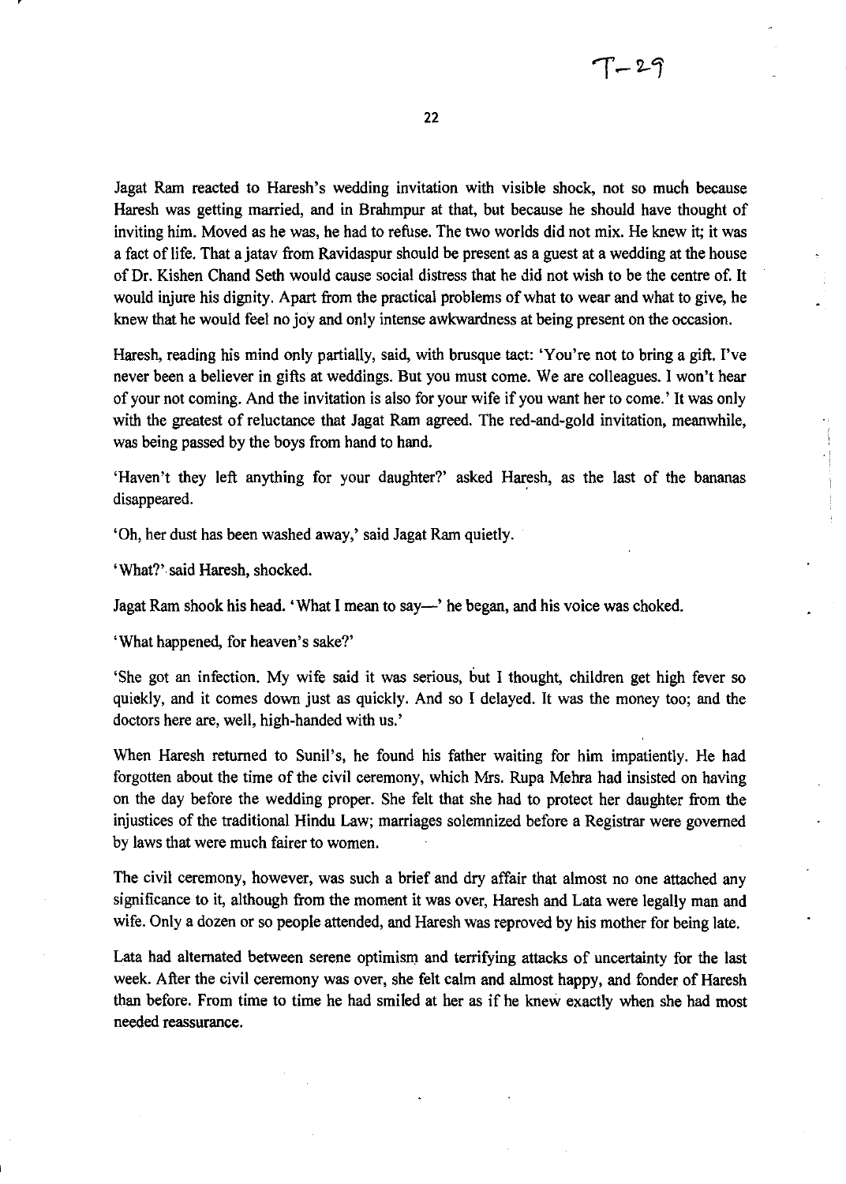Jagat Ram reacted to Haresh's wedding invitation with visible shock, not so much because Haresh was getting married, and in Brahmpur at that, but because he should have thought of inviting him. Moved as he was, he had to refuse. The two worlds did not mix. He knew it; it was a fact of life. That a jatav from Ravidaspur should be present as a guest at a wedding at the house of Dr. Kishen Chand Seth would cause social distress that he did not wish to be the centre of. It would injure his dignity. Apart from the practical problems of what to wear and what to give, he knew that he would feel no joy and only intense awkwardness at being present on the occasion.

Haresh, reading his mind only partially, said, with brusque tact: 'You're not to bring a gift. I've never been a believer in gifts at weddings. But you must come. We are colleagues. I won't hear of your not coming. And the invitation is also for your wife if you want her to come.' It was only with the greatest of reluctance that Jagat Ram agreed. The red-and-gold invitation, meanwhile, was being passed by the boys from hand to hand.

'Haven't they left anything for your daughter?' asked Haresh, as the last of the bananas disappeared.

'Oh, her dust has been washed away,' said Jagat Ram quietly.

'What?' said Haresh, shocked.

Jagat Ram shook his head. 'What I mean to say—' he began, and his voice was choked.

'What happened, for heaven's sake?'

'She got an infection. My wife said it was serious, but I thought, children get high fever so quickly, and it comes down just as quickly. And so I delayed. It was the money too; and the doctors here are, well, high-handed with us.'

When Haresh returned to Sunil's, he found his father waiting for him impatiently. He had forgotten about the time of the civil ceremony, which Mrs. Rupa Mehra had insisted on having on the day before the wedding proper. She felt that she had to protect her daughter from the injustices of the traditional Hindu Law; marriages solemnized before a Registrar were governed by laws that were much fairer to women.

The civil ceremony, however, was such a brief and dry affair that almost no one attached any significance to it, although from the moment it was over, Haresh and Lata were legally man and wife. Only a dozen or so people attended, and Haresh was reproved by his mother for being late.

Lata had alternated between serene optimism and terrifying attacks of uncertainty for the last week. After the civil ceremony was over, she felt calm and almost happy, and fonder of Haresh than before. From time to time he had smiled at her as if he knew exactly when she had most needed reassurance.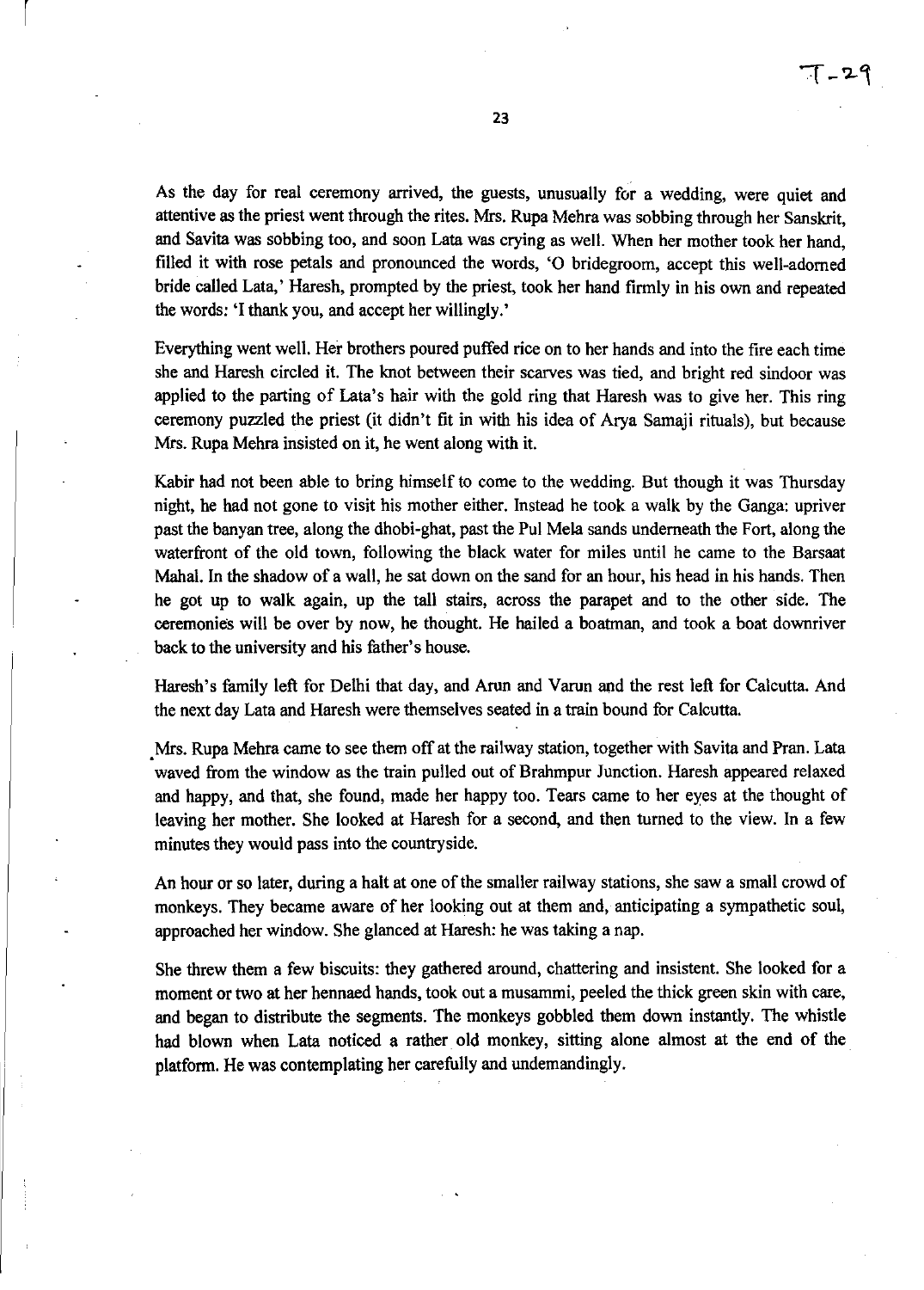As the day for real ceremony arrived, the guests, unusually for a wedding, were quiet and attentive as the priest went through the rites. Mrs. Rupa Mehra was sobbing through her Sanskrit, and Savita was sobbing too, and soon Lata was crying as well. When her mother took her hand, filled it with rose petals and pronounced the words, 'O bridegroom, accept this well-adorned bride called Lata,' Haresh, prompted by the priest, took her hand firmly in his own and repeated the words: 'I thank you, and accept her willingly.'

Everything went well. Her brothers poured puffed rice on to her hands and into the fire each time she and Haresh circled it. The knot between their scarves was tied, and bright red sindoor was applied to the parting of Lata's hair with the gold ring that Haresh was to give her. This ring ceremony puzzled the priest (it didn't fit in with his idea of Arya Samaji rituals), but because Mrs. Rupa Mehra insisted on it, he went along with it.

Kabir had not been able to bring himself to come to the wedding. But though it was Thursday night, he had not gone to visit his mother either. Instead he took a walk by the Ganga: upriver past the banyan tree, along the dhobi-ghat, past the Pul Mela sands underneath the Fort, along the waterfront of the old town, following the black water for miles until he came to the Barsaat Mahal. In the shadow of a wall, he sat down on the sand for an hour, his head in his hands. Then he got up to walk again, up the tall stairs, across the parapet and to the other side. The ceremonies will be over by now, he thought. He hailed a boatman, and took a boat downriver back to the university and his father's house.

Haresh's family left for Delhi that day, and Arun and Varun and the rest left for Calcutta. And the next day Lata and Haresh were themselves seated in a train bound for Calcutta.

Mrs. Rupa Mehra came to see them off at the railway station, together with Savita and Pran. Lata waved from the window as the train pulled out of Brahmpur Junction. Haresh appeared relaxed and happy, and that, she found, made her happy too. Tears came to her eyes at the thought of leaving her mother. She looked at Haresh for a second, and then turned to the view. In a few minutes they would pass into the countryside.

An hour or so later, during a halt at one of the smaller railway stations, she saw a small crowd of monkeys. They became aware of her looking out at them and, anticipating a sympathetic soul, approached her window. She glanced at Haresh: he was taking a nap.

She threw them a few biscuits: they gathered around, chattering and insistent. She looked for a moment or two at her hennaed hands, took out a musammi, peeled the thick green skin with care, and began to distribute the segments. The monkeys gobbled them down instantly. The whistle had blown when Lata noticed a rather old monkey, sitting alone almost at the end of the platform. He was contemplating her carefully and undemandingly.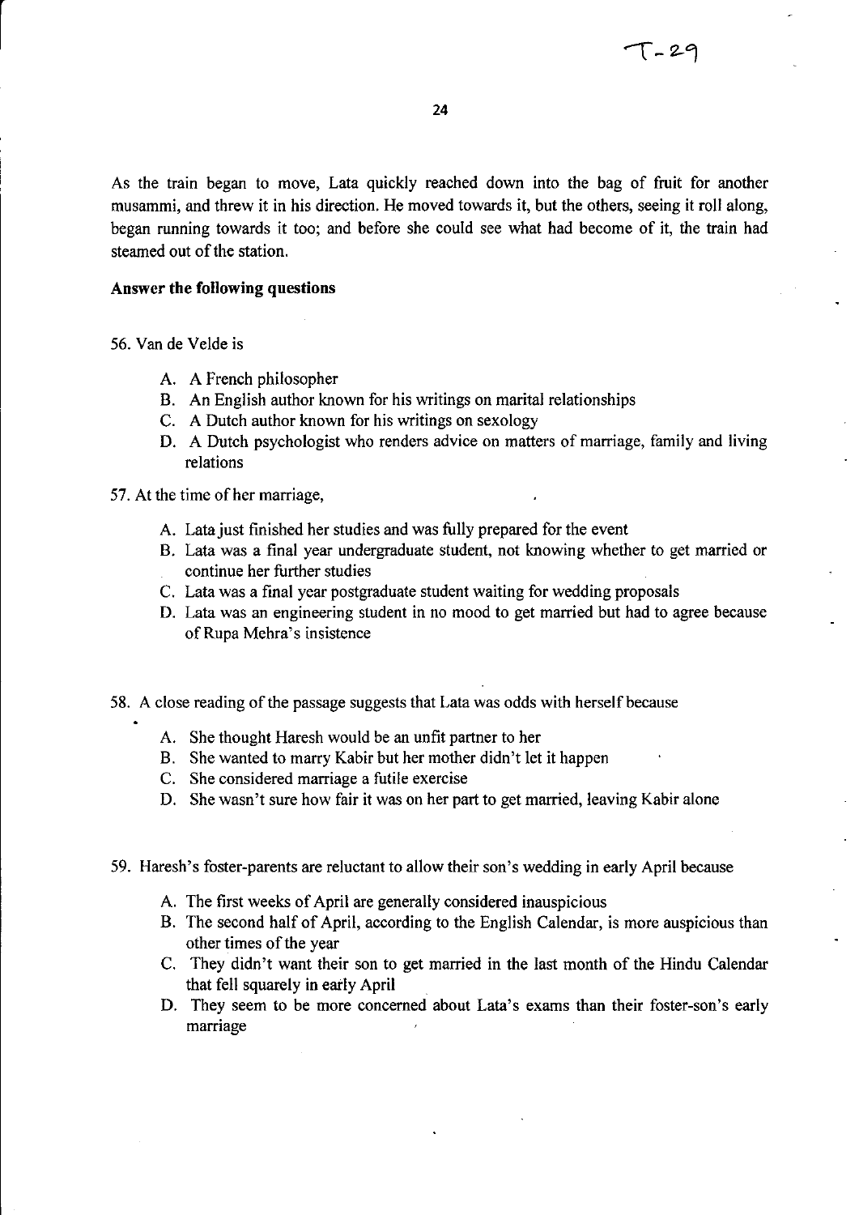As the train began to move, Lata quickly reached down into the bag of fruit for another musammi, and threw it in his direction. He moved towards it, but the others, seeing it roll along, began running towards it too; and before she could see what had become of it, the train had steamed out of the station.

**Answer the following questions**

56. Van de Velde is

    A. A French philosopher
    B. An English author known for his writings on marital relationships
    C. A Dutch author known for his writings on sexology
    D. A Dutch psychologist who renders advice on matters of marriage, family and living relations

57. At the time of her marriage,

    A. Lata just finished her studies and was fully prepared for the event
    B. Lata was a final year undergraduate student, not knowing whether to get married or continue her further studies
    C. Lata was a final year postgraduate student waiting for wedding proposals
    D. Lata was an engineering student in no mood to get married but had to agree because of Rupa Mehra's insistence

58. A close reading of the passage suggests that Lata was odds with herself because

    A. She thought Haresh would be an unfit partner to her
    B. She wanted to marry Kabir but her mother didn't let it happen
    C. She considered marriage a futile exercise
    D. She wasn't sure how fair it was on her part to get married, leaving Kabir alone

59. Haresh's foster-parents are reluctant to allow their son's wedding in early April because

    A. The first weeks of April are generally considered inauspicious
    B. The second half of April, according to the English Calendar, is more auspicious than other times of the year
    C. They didn't want their son to get married in the last month of the Hindu Calendar that fell squarely in early April
    D. They seem to be more concerned about Lata's exams than their foster-son's early marriage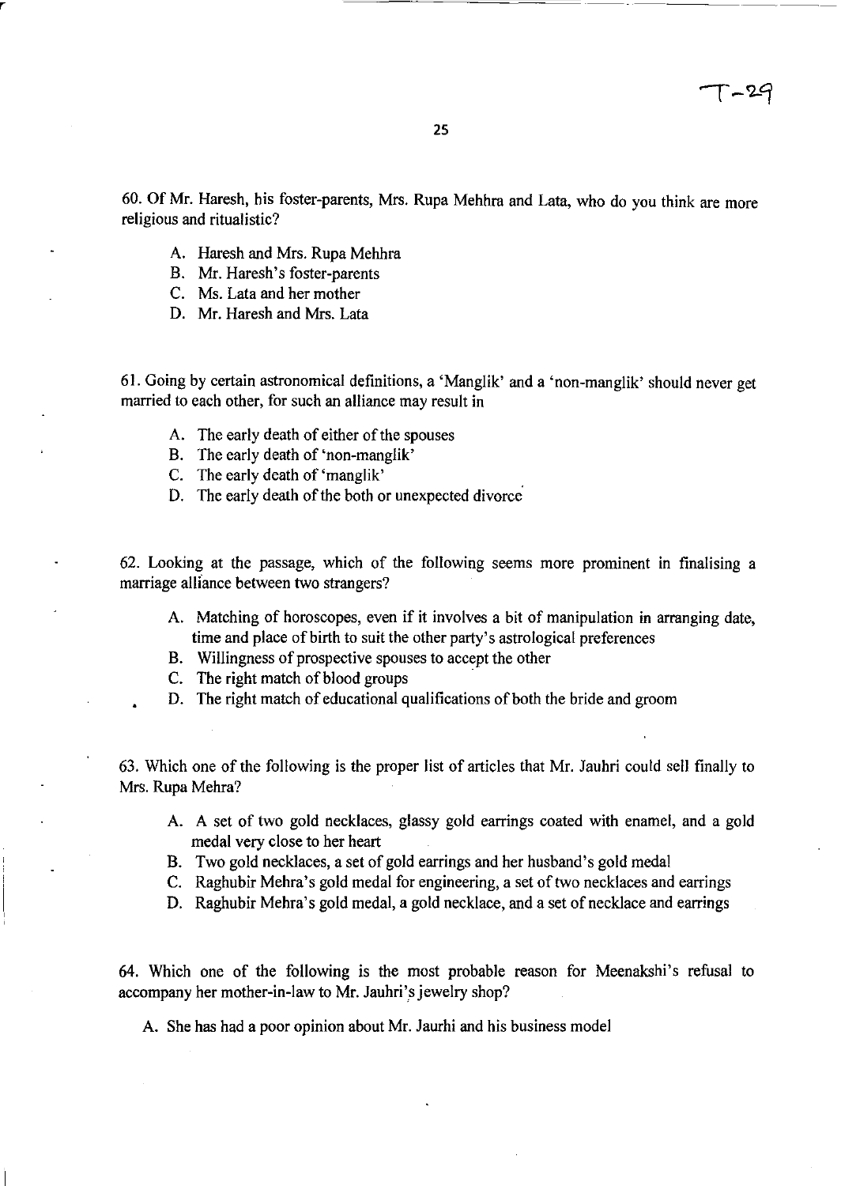60. Of Mr. Haresh, his foster-parents, Mrs. Rupa Mehhra and Lata, who do you think are more religious and ritualistic?

A. Haresh and Mrs. Rupa Mehhra
B. Mr. Haresh's foster-parents
C. Ms. Lata and her mother
D. Mr. Haresh and Mrs. Lata

61. Going by certain astronomical definitions, a 'Manglik' and a 'non-manglik' should never get married to each other, for such an alliance may result in

A. The early death of either of the spouses
B. The early death of 'non-manglik'
C. The early death of 'manglik'
D. The early death of the both or unexpected divorce

62. Looking at the passage, which of the following seems more prominent in finalising a marriage alliance between two strangers?

A. Matching of horoscopes, even if it involves a bit of manipulation in arranging date, time and place of birth to suit the other party's astrological preferences
B. Willingness of prospective spouses to accept the other
C. The right match of blood groups
D. The right match of educational qualifications of both the bride and groom

63. Which one of the following is the proper list of articles that Mr. Jauhri could sell finally to Mrs. Rupa Mehra?

A. A set of two gold necklaces, glassy gold earrings coated with enamel, and a gold medal very close to her heart
B. Two gold necklaces, a set of gold earrings and her husband's gold medal
C. Raghubir Mehra's gold medal for engineering, a set of two necklaces and earrings
D. Raghubir Mehra's gold medal, a gold necklace, and a set of necklace and earrings

64. Which one of the following is the most probable reason for Meenakshi's refusal to accompany her mother-in-law to Mr. Jauhri's jewelry shop?

A. She has had a poor opinion about Mr. Jaurhi and his business model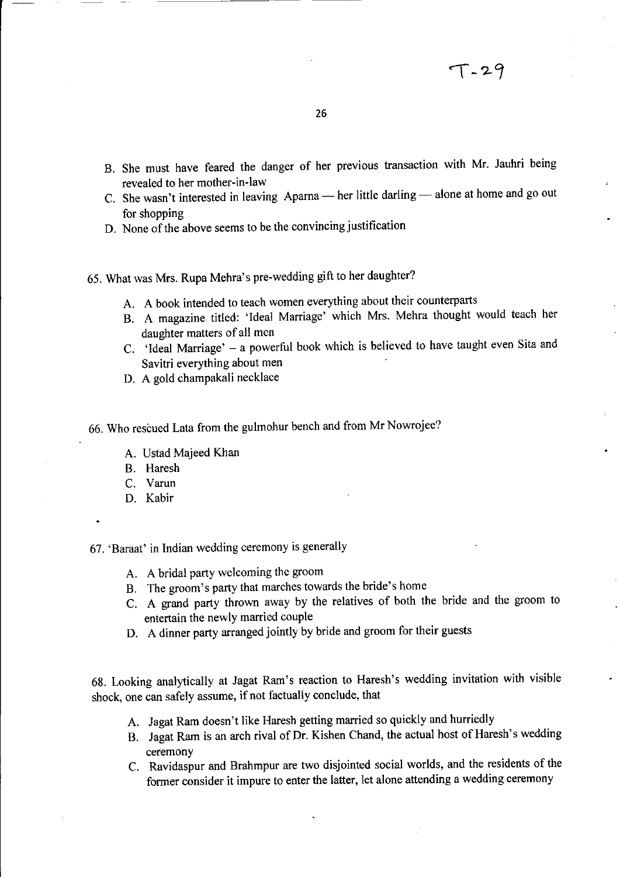B. She must have feared the danger of her previous transaction with Mr. Jauhri being revealed to her mother-in-law

C. She wasn't interested in leaving Aparna — her little darling — alone at home and go out for shopping

D. None of the above seems to be the convincing justification

65. What was Mrs. Rupa Mehra's pre-wedding gift to her daughter?

   A. A book intended to teach women everything about their counterparts
   B. A magazine titled: 'Ideal Marriage' which Mrs. Mehra thought would teach her daughter matters of all men
   C. 'Ideal Marriage' – a powerful book which is believed to have taught even Sita and Savitri everything about men
   D. A gold champakali necklace

66. Who rescued Lata from the gulmohur bench and from Mr Nowrojee?

   A. Ustad Majeed Khan
   B. Haresh
   C. Varun
   D. Kabir

67. 'Baraat' in Indian wedding ceremony is generally

   A. A bridal party welcoming the groom
   B. The groom's party that marches towards the bride's home
   C. A grand party thrown away by the relatives of both the bride and the groom to entertain the newly married couple
   D. A dinner party arranged jointly by bride and groom for their guests

68. Looking analytically at Jagat Ram's reaction to Haresh's wedding invitation with visible shock, one can safely assume, if not factually conclude, that

   A. Jagat Ram doesn't like Haresh getting married so quickly and hurriedly
   B. Jagat Ram is an arch rival of Dr. Kishen Chand, the actual host of Haresh's wedding ceremony
   C. Ravidaspur and Brahmpur are two disjointed social worlds, and the residents of the former consider it impure to enter the latter, let alone attending a wedding ceremony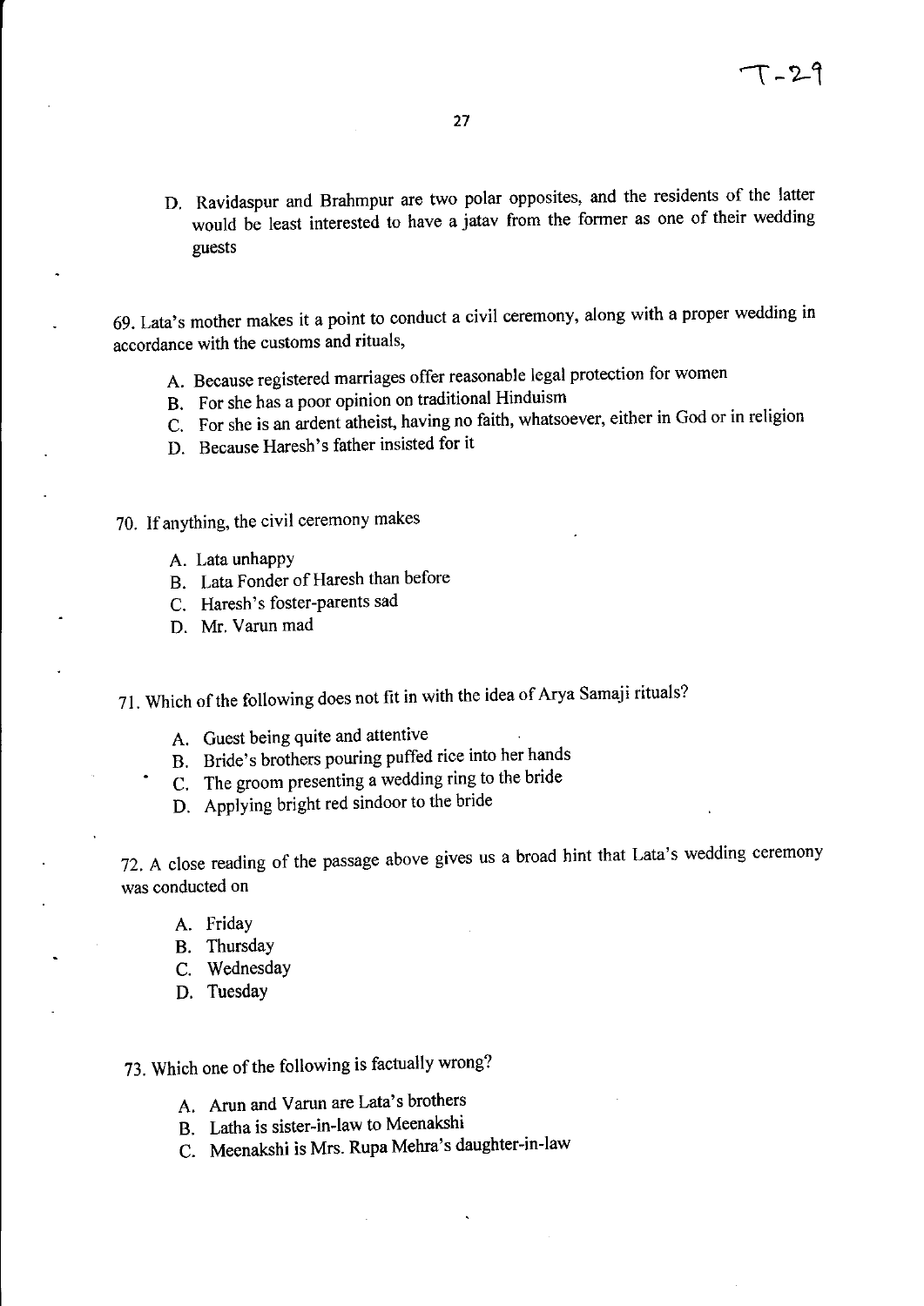D. Ravidaspur and Brahmpur are two polar opposites, and the residents of the latter would be least interested to have a jatav from the former as one of their wedding guests

69. Lata's mother makes it a point to conduct a civil ceremony, along with a proper wedding in accordance with the customs and rituals,

A. Because registered marriages offer reasonable legal protection for women
B. For she has a poor opinion on traditional Hinduism
C. For she is an ardent atheist, having no faith, whatsoever, either in God or in religion
D. Because Haresh's father insisted for it

70. If anything, the civil ceremony makes

A. Lata unhappy
B. Lata Fonder of Haresh than before
C. Haresh's foster-parents sad
D. Mr. Varun mad

71. Which of the following does not fit in with the idea of Arya Samaji rituals?

A. Guest being quite and attentive
B. Bride's brothers pouring puffed rice into her hands
C. The groom presenting a wedding ring to the bride
D. Applying bright red sindoor to the bride

72. A close reading of the passage above gives us a broad hint that Lata's wedding ceremony was conducted on

A. Friday
B. Thursday
C. Wednesday
D. Tuesday

73. Which one of the following is factually wrong?

A. Arun and Varun are Lata's brothers
B. Latha is sister-in-law to Meenakshi
C. Meenakshi is Mrs. Rupa Mehra's daughter-in-law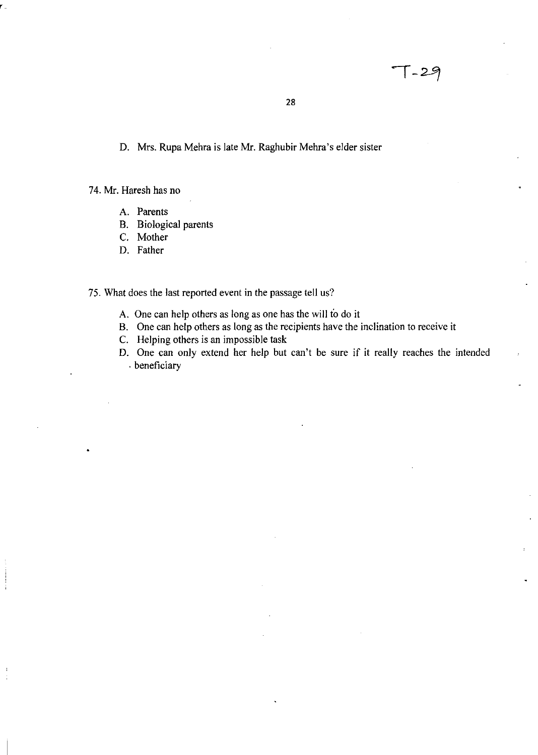D. Mrs. Rupa Mehra is late Mr. Raghubir Mehra's elder sister

74. Mr. Haresh has no

A. Parents
B. Biological parents
C. Mother
D. Father

75. What does the last reported event in the passage tell us?

A. One can help others as long as one has the will to do it
B. One can help others as long as the recipients have the inclination to receive it
C. Helping others is an impossible task
D. One can only extend her help but can't be sure if it really reaches the intended beneficiary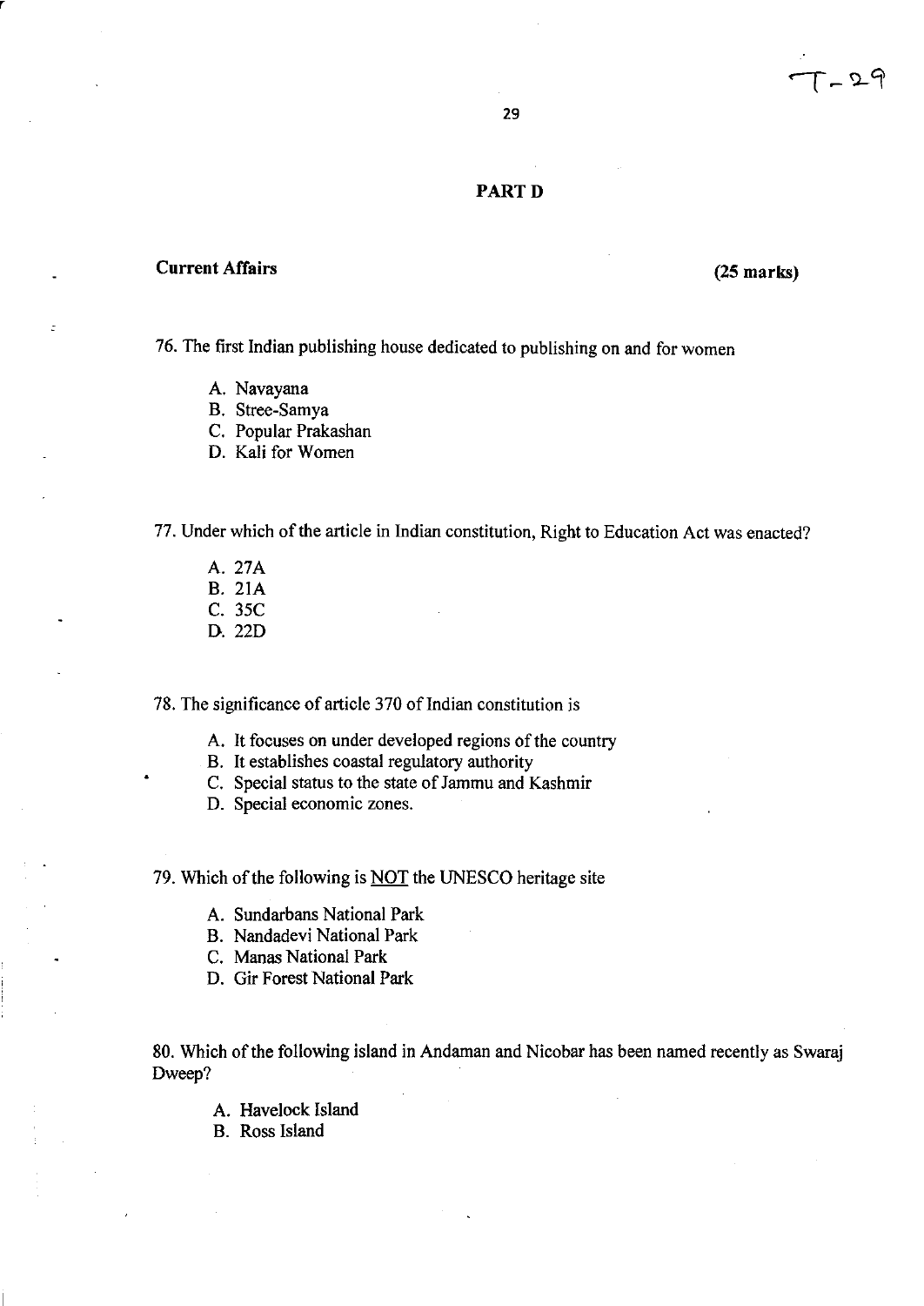## PART D

**Current Affairs** **(25 marks)**

76. The first Indian publishing house dedicated to publishing on and for women

   A. Navayana
   B. Stree-Samya
   C. Popular Prakashan
   D. Kali for Women

77. Under which of the article in Indian constitution, Right to Education Act was enacted?

   A. 27A
   B. 21A
   C. 35C
   D. 22D

78. The significance of article 370 of Indian constitution is

   A. It focuses on under developed regions of the country
   B. It establishes coastal regulatory authority
   C. Special status to the state of Jammu and Kashmir
   D. Special economic zones.

79. Which of the following is <u>NOT</u> the UNESCO heritage site

   A. Sundarbans National Park
   B. Nandadevi National Park
   C. Manas National Park
   D. Gir Forest National Park

80. Which of the following island in Andaman and Nicobar has been named recently as Swaraj Dweep?

   A. Havelock Island
   B. Ross Island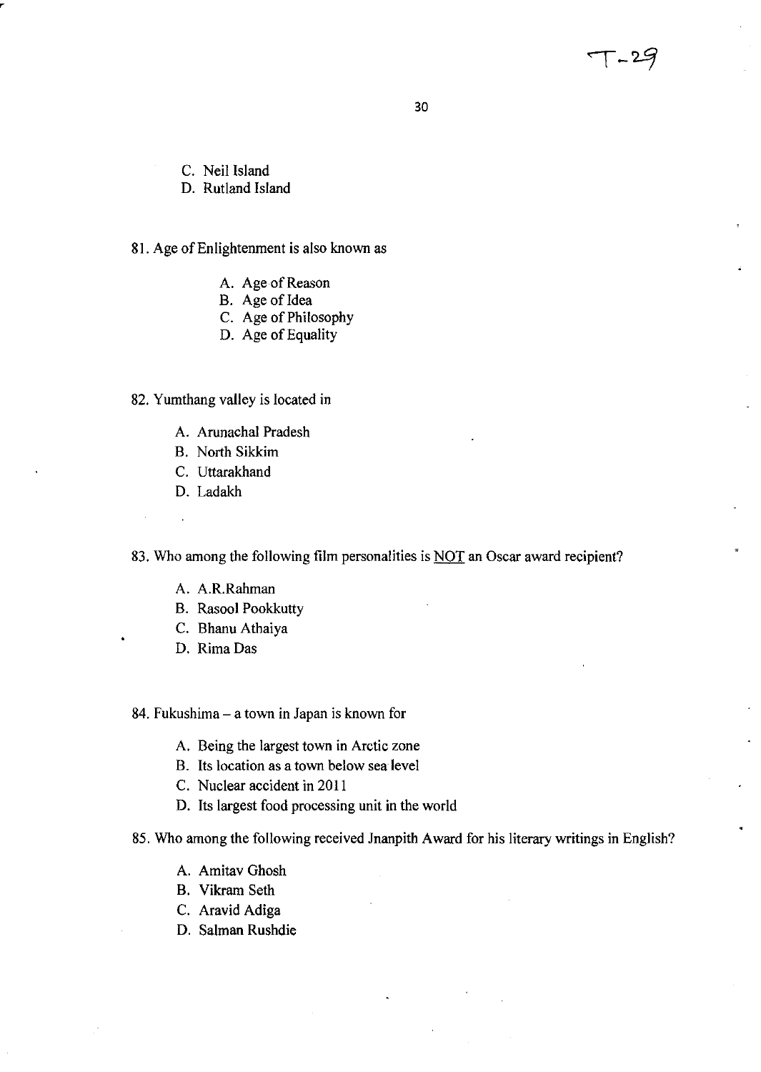C. Neil Island
D. Rutland Island

81. Age of Enlightenment is also known as

A. Age of Reason
B. Age of Idea
C. Age of Philosophy
D. Age of Equality

82. Yumthang valley is located in

A. Arunachal Pradesh
B. North Sikkim
C. Uttarakhand
D. Ladakh

83. Who among the following film personalities is <u>NOT</u> an Oscar award recipient?

A. A.R.Rahman
B. Rasool Pookkutty
C. Bhanu Athaiya
D. Rima Das

84. Fukushima – a town in Japan is known for

A. Being the largest town in Arctic zone
B. Its location as a town below sea level
C. Nuclear accident in 2011
D. Its largest food processing unit in the world

85. Who among the following received Jnanpith Award for his literary writings in English?

A. Amitav Ghosh
B. Vikram Seth
C. Aravid Adiga
D. Salman Rushdie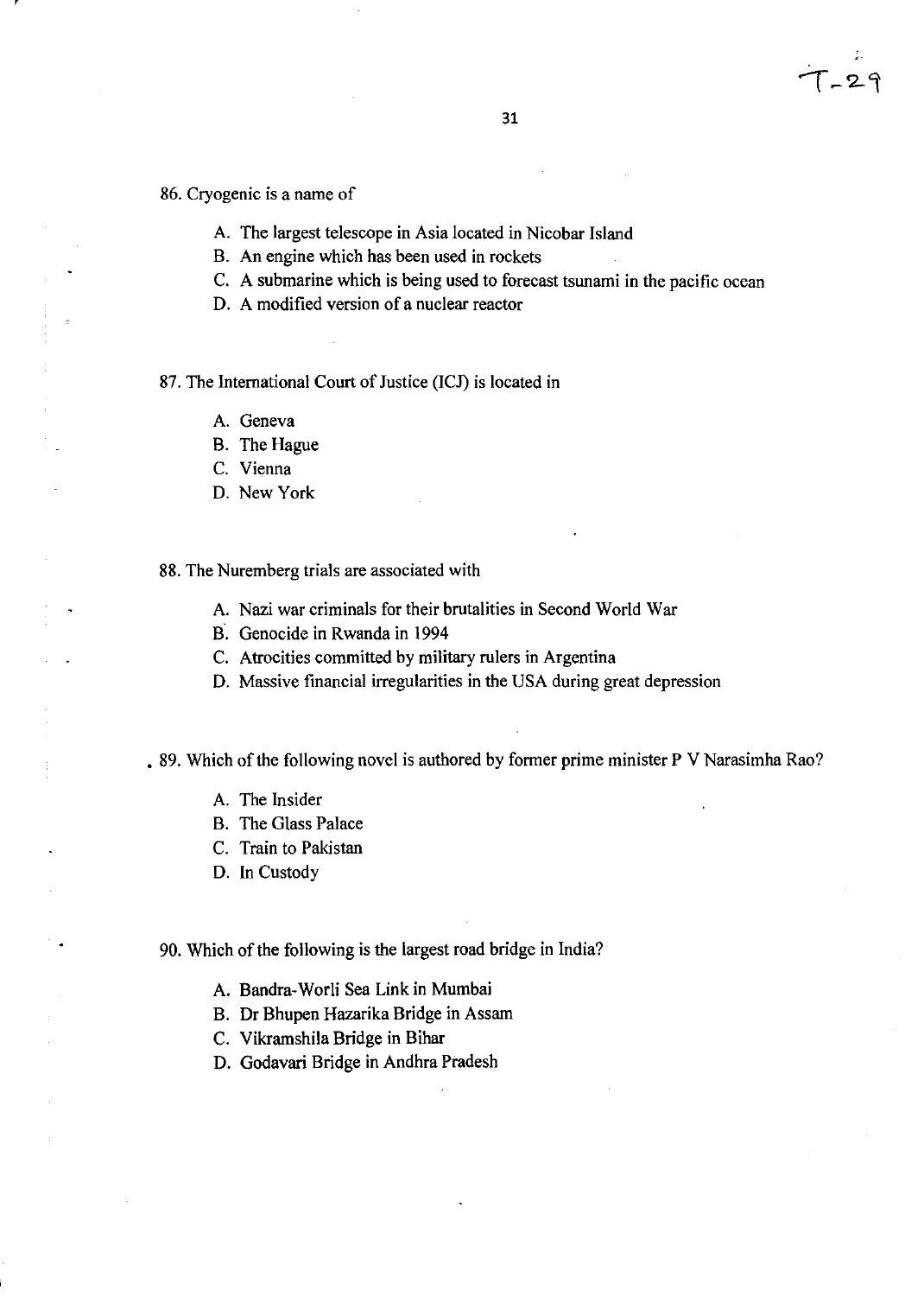86. Cryogenic is a name of

   A. The largest telescope in Asia located in Nicobar Island
   B. An engine which has been used in rockets
   C. A submarine which is being used to forecast tsunami in the pacific ocean
   D. A modified version of a nuclear reactor

87. The International Court of Justice (ICJ) is located in

   A. Geneva
   B. The Hague
   C. Vienna
   D. New York

88. The Nuremberg trials are associated with

   A. Nazi war criminals for their brutalities in Second World War
   B. Genocide in Rwanda in 1994
   C. Atrocities committed by military rulers in Argentina
   D. Massive financial irregularities in the USA during great depression

89. Which of the following novel is authored by former prime minister P V Narasimha Rao?

   A. The Insider
   B. The Glass Palace
   C. Train to Pakistan
   D. In Custody

90. Which of the following is the largest road bridge in India?

   A. Bandra-Worli Sea Link in Mumbai
   B. Dr Bhupen Hazarika Bridge in Assam
   C. Vikramshila Bridge in Bihar
   D. Godavari Bridge in Andhra Pradesh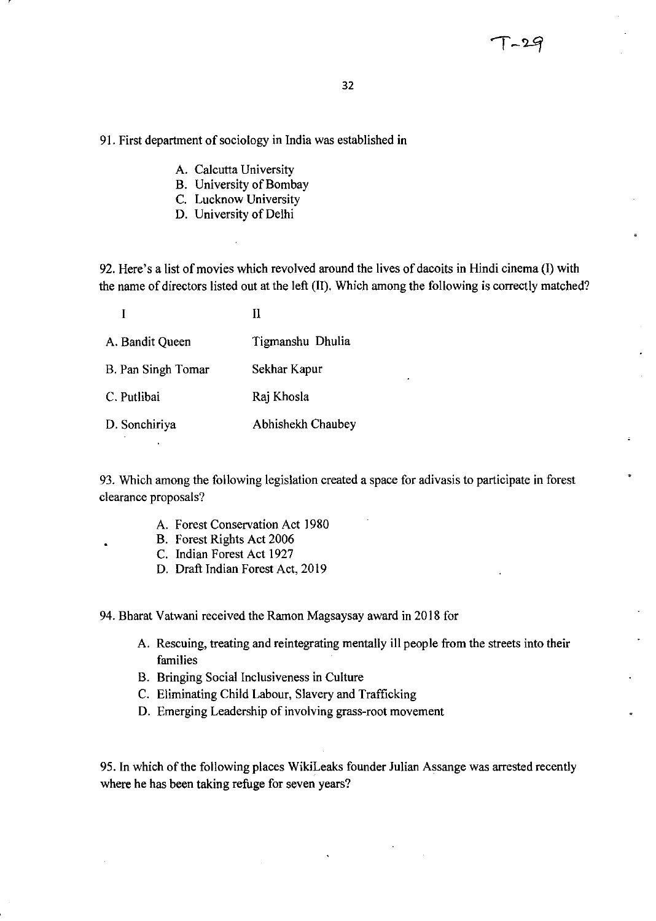91. First department of sociology in India was established in

A. Calcutta University
B. University of Bombay
C. Lucknow University
D. University of Delhi

92. Here's a list of movies which revolved around the lives of dacoits in Hindi cinema (I) with the name of directors listed out at the left (II). Which among the following is correctly matched?

| I | II |
|---|---|
| A. Bandit Queen | Tigmanshu Dhulia |
| B. Pan Singh Tomar | Sekhar Kapur |
| C. Putlibai | Raj Khosla |
| D. Sonchiriya | Abhishekh Chaubey |

93. Which among the following legislation created a space for adivasis to participate in forest clearance proposals?

A. Forest Conservation Act 1980
B. Forest Rights Act 2006
C. Indian Forest Act 1927
D. Draft Indian Forest Act, 2019

94. Bharat Vatwani received the Ramon Magsaysay award in 2018 for

A. Rescuing, treating and reintegrating mentally ill people from the streets into their families
B. Bringing Social Inclusiveness in Culture
C. Eliminating Child Labour, Slavery and Trafficking
D. Emerging Leadership of involving grass-root movement

95. In which of the following places WikiLeaks founder Julian Assange was arrested recently where he has been taking refuge for seven years?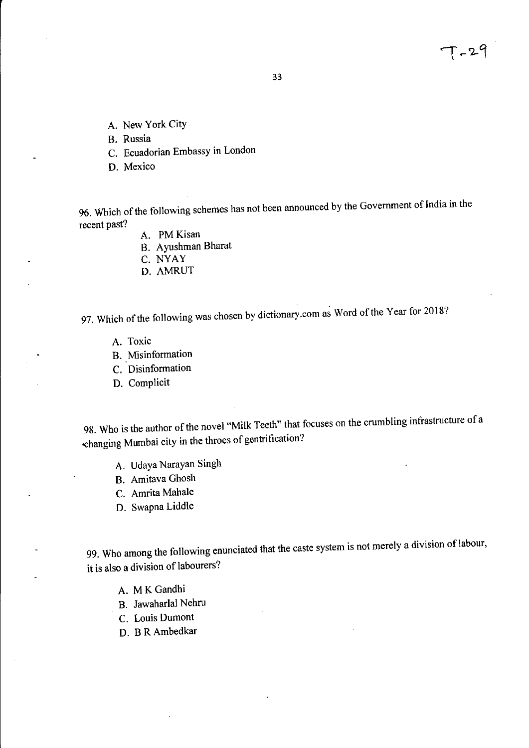A. New York City
B. Russia
C. Ecuadorian Embassy in London
D. Mexico

96. Which of the following schemes has not been announced by the Government of India in the recent past?

A. PM Kisan
B. Ayushman Bharat
C. NYAY
D. AMRUT

97. Which of the following was chosen by dictionary.com as Word of the Year for 2018?

A. Toxic
B. Misinformation
C. Disinformation
D. Complicit

98. Who is the author of the novel "Milk Teeth" that focuses on the crumbling infrastructure of a changing Mumbai city in the throes of gentrification?

A. Udaya Narayan Singh
B. Amitava Ghosh
C. Amrita Mahale
D. Swapna Liddle

99. Who among the following enunciated that the caste system is not merely a division of labour, it is also a division of labourers?

A. M K Gandhi
B. Jawaharlal Nehru
C. Louis Dumont
D. B R Ambedkar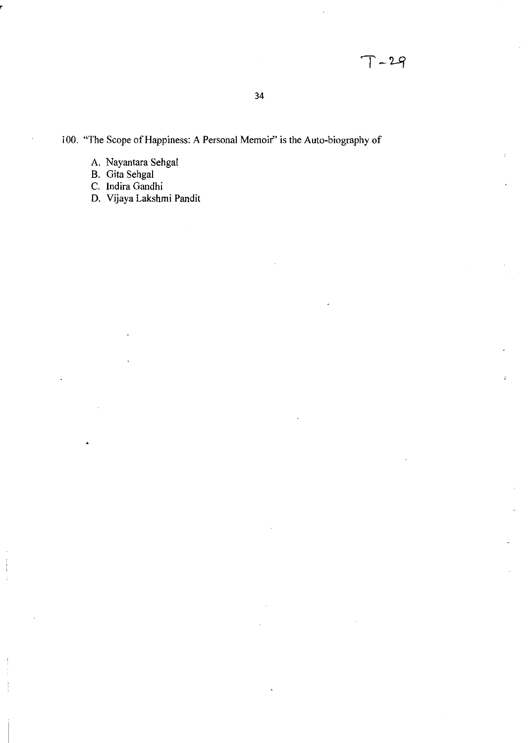100. "The Scope of Happiness: A Personal Memoir" is the Auto-biography of

A. Nayantara Sehgal
B. Gita Sehgal
C. Indira Gandhi
D. Vijaya Lakshmi Pandit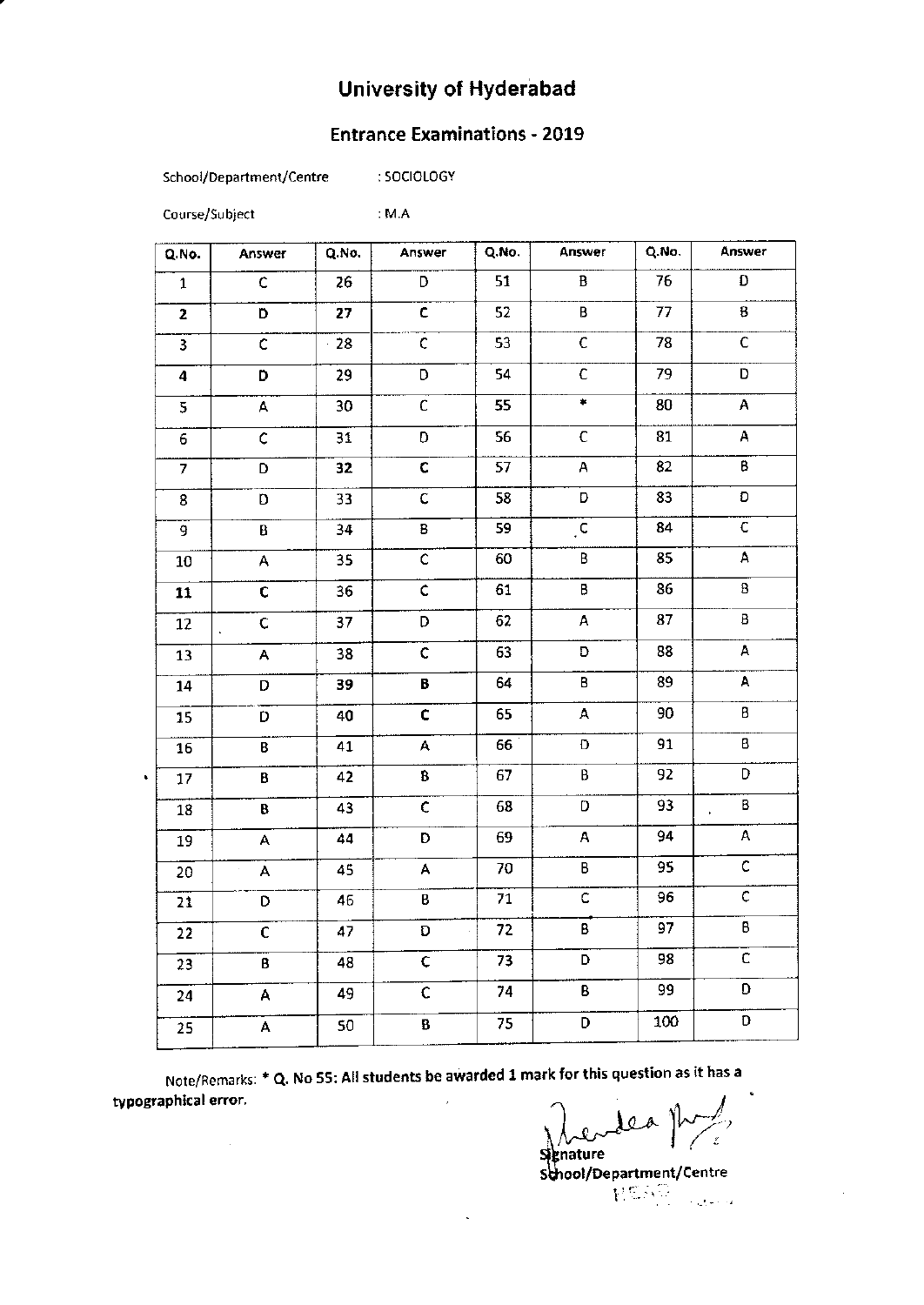# University of Hyderabad

## Entrance Examinations - 2019

School/Department/Centre : SOCIOLOGY

Course/Subject : M.A

| Q.No. | Answer | Q.No. | Answer | Q.No. | Answer | Q.No. | Answer |
|---|---|---|---|---|---|---|---|
| 1 | C | 26 | D | 51 | B | 76 | D |
| 2 | D | 27 | C | 52 | B | 77 | B |
| 3 | C | 28 | C | 53 | C | 78 | C |
| 4 | D | 29 | D | 54 | C | 79 | D |
| 5 | A | 30 | C | 55 | * | 80 | A |
| 6 | C | 31 | D | 56 | C | 81 | A |
| 7 | D | 32 | C | 57 | A | 82 | B |
| 8 | D | 33 | C | 58 | D | 83 | D |
| 9 | B | 34 | B | 59 | C | 84 | C |
| 10 | A | 35 | C | 60 | B | 85 | A |
| 11 | C | 36 | C | 61 | B | 86 | B |
| 12 | C | 37 | D | 62 | A | 87 | B |
| 13 | A | 38 | C | 63 | D | 88 | A |
| 14 | D | 39 | B | 64 | B | 89 | A |
| 15 | D | 40 | C | 65 | A | 90 | B |
| 16 | B | 41 | A | 66 | D | 91 | B |
| 17 | B | 42 | B | 67 | B | 92 | D |
| 18 | B | 43 | C | 68 | D | 93 | B |
| 19 | A | 44 | D | 69 | A | 94 | A |
| 20 | A | 45 | A | 70 | B | 95 | C |
| 21 | D | 46 | B | 71 | C | 96 | C |
| 22 | C | 47 | D | 72 | B | 97 | B |
| 23 | B | 48 | C | 73 | D | 98 | C |
| 24 | A | 49 | C | 74 | B | 99 | D |
| 25 | A | 50 | B | 75 | D | 100 | D |

Note/Remarks: **\* Q. No 55: All students be awarded 1 mark for this question as it has a typographical error.**

Signature

School/Department/Centre